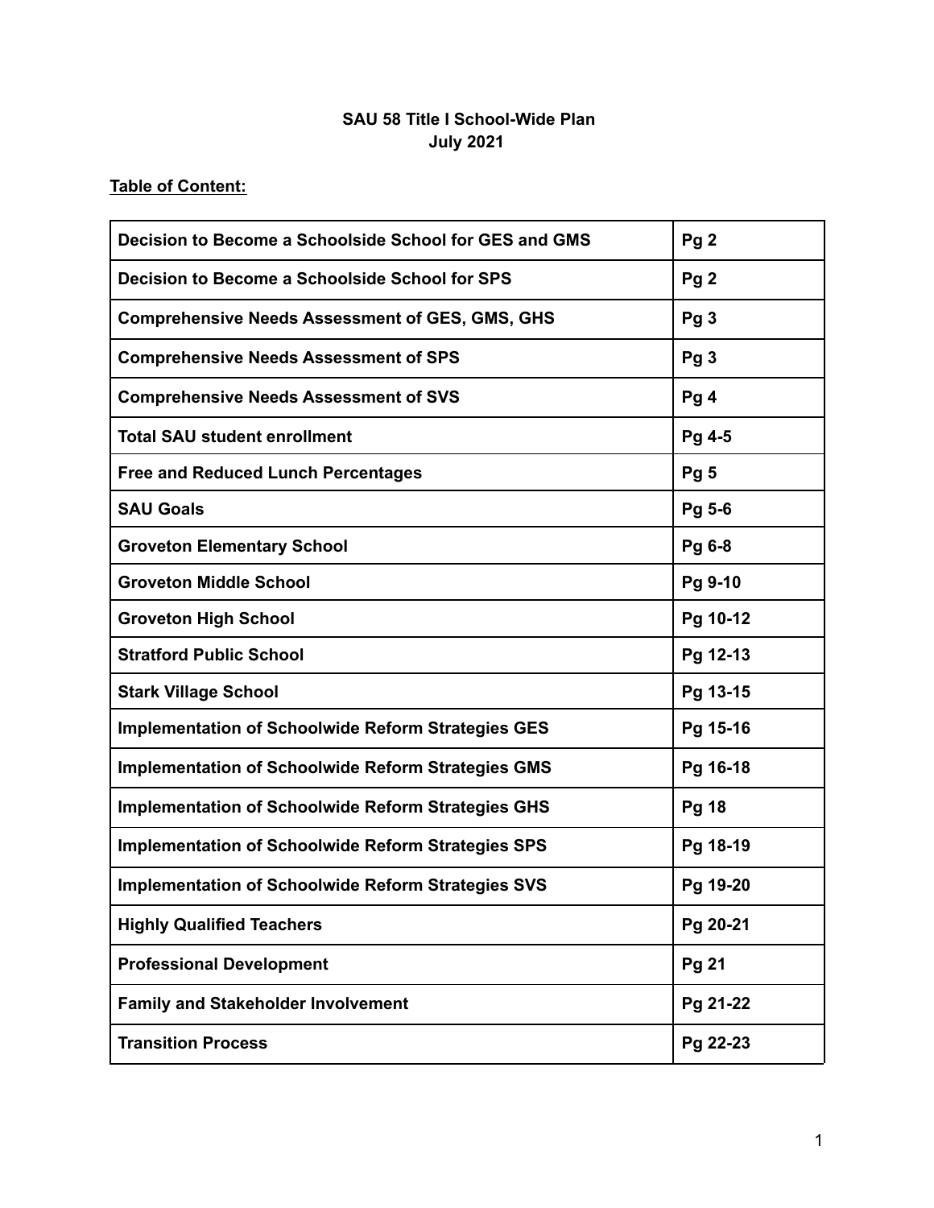# SAU 58 Title I School-Wide Plan
## July 2021

**Table of Content:**

| | |
|---|---|
| **Decision to Become a Schoolside School for GES and GMS** | **Pg 2** |
| **Decision to Become a Schoolside School for SPS** | **Pg 2** |
| **Comprehensive Needs Assessment of GES, GMS, GHS** | **Pg 3** |
| **Comprehensive Needs Assessment of SPS** | **Pg 3** |
| **Comprehensive Needs Assessment of SVS** | **Pg 4** |
| **Total SAU student enrollment** | **Pg 4-5** |
| **Free and Reduced Lunch Percentages** | **Pg 5** |
| **SAU Goals** | **Pg 5-6** |
| **Groveton Elementary School** | **Pg 6-8** |
| **Groveton Middle School** | **Pg 9-10** |
| **Groveton High School** | **Pg 10-12** |
| **Stratford Public School** | **Pg 12-13** |
| **Stark Village School** | **Pg 13-15** |
| **Implementation of Schoolwide Reform Strategies GES** | **Pg 15-16** |
| **Implementation of Schoolwide Reform Strategies GMS** | **Pg 16-18** |
| **Implementation of Schoolwide Reform Strategies GHS** | **Pg 18** |
| **Implementation of Schoolwide Reform Strategies SPS** | **Pg 18-19** |
| **Implementation of Schoolwide Reform Strategies SVS** | **Pg 19-20** |
| **Highly Qualified Teachers** | **Pg 20-21** |
| **Professional Development** | **Pg 21** |
| **Family and Stakeholder Involvement** | **Pg 21-22** |
| **Transition Process** | **Pg 22-23** |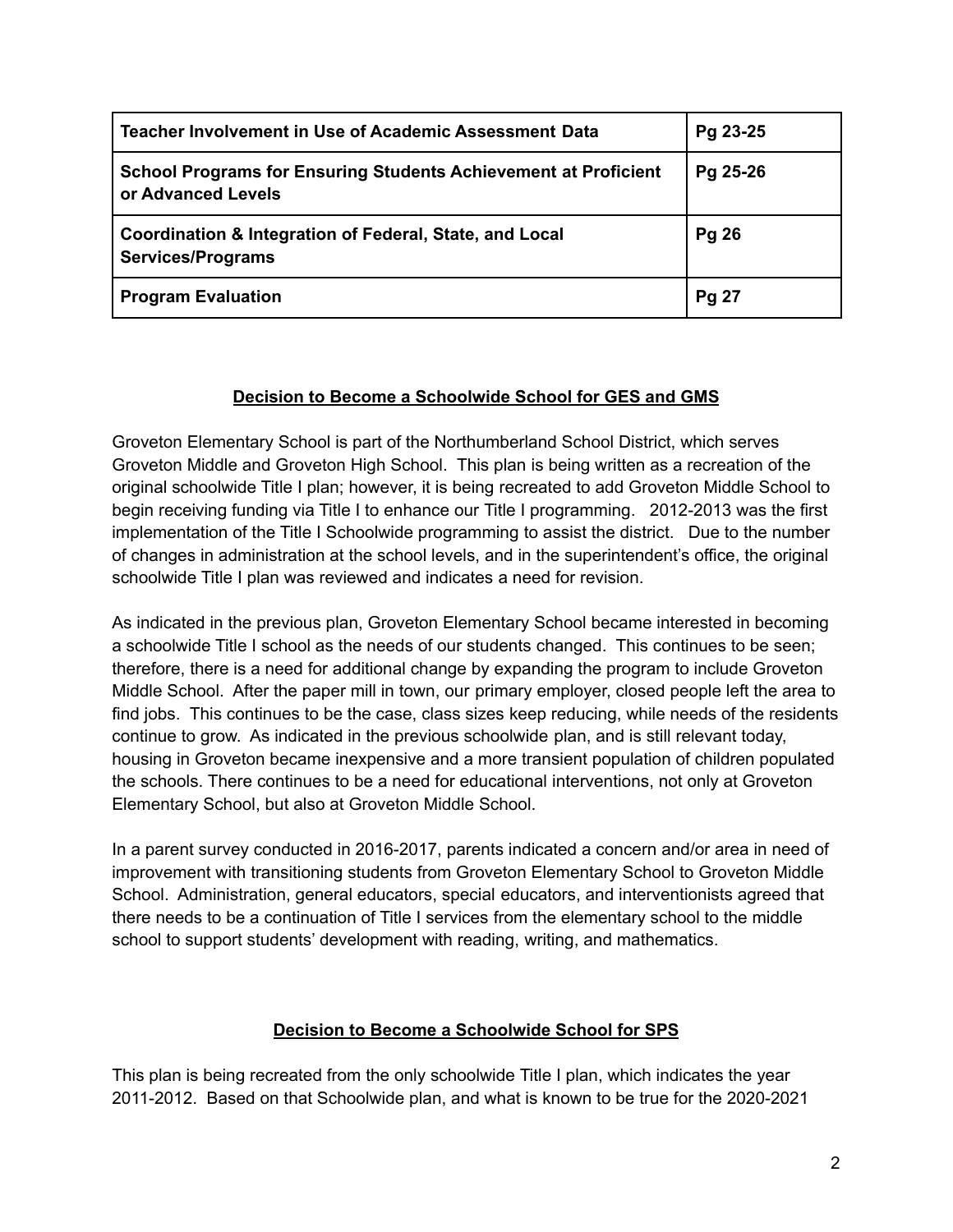| Teacher Involvement in Use of Academic Assessment Data | Pg 23-25 |
|---|---|
| School Programs for Ensuring Students Achievement at Proficient or Advanced Levels | Pg 25-26 |
| Coordination & Integration of Federal, State, and Local Services/Programs | Pg 26 |
| Program Evaluation | Pg 27 |

## Decision to Become a Schoolwide School for GES and GMS

Groveton Elementary School is part of the Northumberland School District, which serves Groveton Middle and Groveton High School. This plan is being written as a recreation of the original schoolwide Title I plan; however, it is being recreated to add Groveton Middle School to begin receiving funding via Title I to enhance our Title I programming. 2012-2013 was the first implementation of the Title I Schoolwide programming to assist the district. Due to the number of changes in administration at the school levels, and in the superintendent's office, the original schoolwide Title I plan was reviewed and indicates a need for revision.

As indicated in the previous plan, Groveton Elementary School became interested in becoming a schoolwide Title I school as the needs of our students changed. This continues to be seen; therefore, there is a need for additional change by expanding the program to include Groveton Middle School. After the paper mill in town, our primary employer, closed people left the area to find jobs. This continues to be the case, class sizes keep reducing, while needs of the residents continue to grow. As indicated in the previous schoolwide plan, and is still relevant today, housing in Groveton became inexpensive and a more transient population of children populated the schools. There continues to be a need for educational interventions, not only at Groveton Elementary School, but also at Groveton Middle School.

In a parent survey conducted in 2016-2017, parents indicated a concern and/or area in need of improvement with transitioning students from Groveton Elementary School to Groveton Middle School. Administration, general educators, special educators, and interventionists agreed that there needs to be a continuation of Title I services from the elementary school to the middle school to support students' development with reading, writing, and mathematics.

## Decision to Become a Schoolwide School for SPS

This plan is being recreated from the only schoolwide Title I plan, which indicates the year 2011-2012. Based on that Schoolwide plan, and what is known to be true for the 2020-2021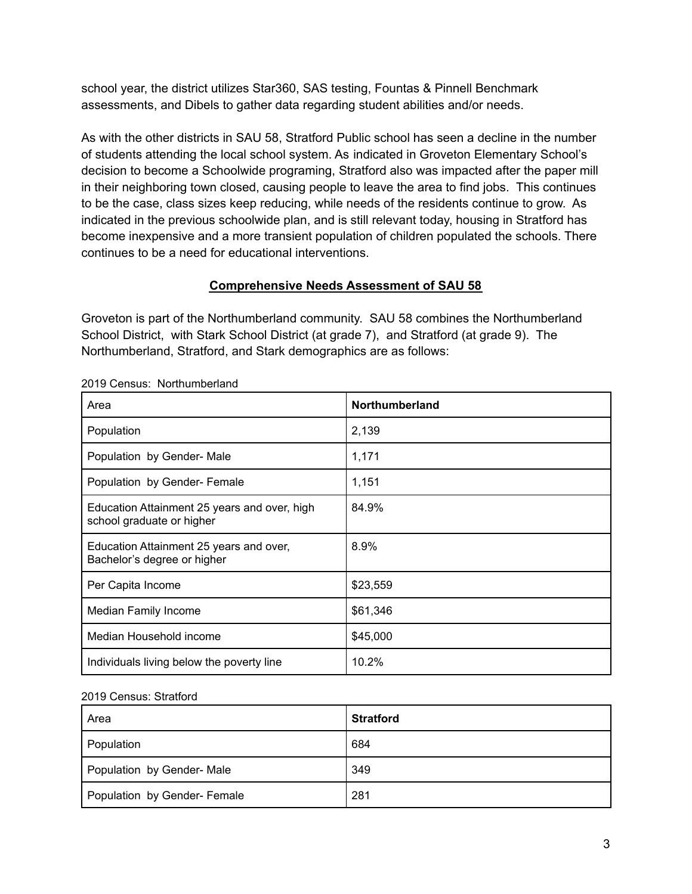school year, the district utilizes Star360, SAS testing, Fountas & Pinnell Benchmark assessments, and Dibels to gather data regarding student abilities and/or needs.

As with the other districts in SAU 58, Stratford Public school has seen a decline in the number of students attending the local school system. As indicated in Groveton Elementary School's decision to become a Schoolwide programing, Stratford also was impacted after the paper mill in their neighboring town closed, causing people to leave the area to find jobs. This continues to be the case, class sizes keep reducing, while needs of the residents continue to grow. As indicated in the previous schoolwide plan, and is still relevant today, housing in Stratford has become inexpensive and a more transient population of children populated the schools. There continues to be a need for educational interventions.

## Comprehensive Needs Assessment of SAU 58

Groveton is part of the Northumberland community. SAU 58 combines the Northumberland School District, with Stark School District (at grade 7), and Stratford (at grade 9). The Northumberland, Stratford, and Stark demographics are as follows:

2019 Census: Northumberland

| Area | **Northumberland** |
|---|---|
| Population | 2,139 |
| Population by Gender- Male | 1,171 |
| Population by Gender- Female | 1,151 |
| Education Attainment 25 years and over, high school graduate or higher | 84.9% |
| Education Attainment 25 years and over, Bachelor's degree or higher | 8.9% |
| Per Capita Income | $23,559 |
| Median Family Income | $61,346 |
| Median Household income | $45,000 |
| Individuals living below the poverty line | 10.2% |

2019 Census: Stratford

| Area | **Stratford** |
|---|---|
| Population | 684 |
| Population by Gender- Male | 349 |
| Population by Gender- Female | 281 |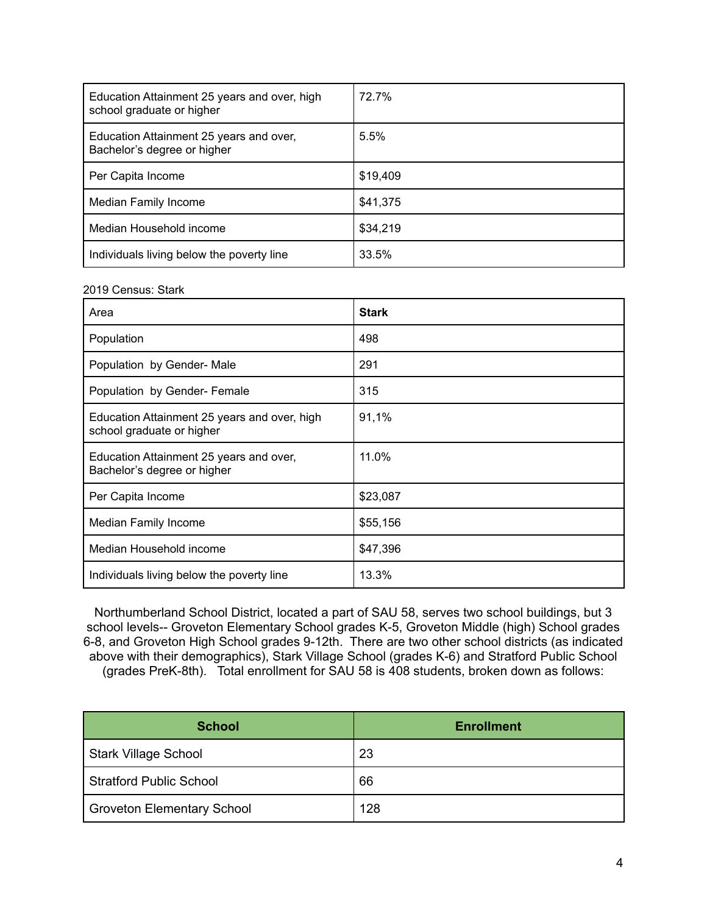| | |
|---|---|
| Education Attainment 25 years and over, high school graduate or higher | 72.7% |
| Education Attainment 25 years and over, Bachelor's degree or higher | 5.5% |
| Per Capita Income | $19,409 |
| Median Family Income | $41,375 |
| Median Household income | $34,219 |
| Individuals living below the poverty line | 33.5% |

2019 Census: Stark

| Area | **Stark** |
|---|---|
| Population | 498 |
| Population by Gender- Male | 291 |
| Population by Gender- Female | 315 |
| Education Attainment 25 years and over, high school graduate or higher | 91,1% |
| Education Attainment 25 years and over, Bachelor's degree or higher | 11.0% |
| Per Capita Income | $23,087 |
| Median Family Income | $55,156 |
| Median Household income | $47,396 |
| Individuals living below the poverty line | 13.3% |

Northumberland School District, located a part of SAU 58, serves two school buildings, but 3 school levels-- Groveton Elementary School grades K-5, Groveton Middle (high) School grades 6-8, and Groveton High School grades 9-12th. There are two other school districts (as indicated above with their demographics), Stark Village School (grades K-6) and Stratford Public School (grades PreK-8th). Total enrollment for SAU 58 is 408 students, broken down as follows:

| School | Enrollment |
|---|---|
| Stark Village School | 23 |
| Stratford Public School | 66 |
| Groveton Elementary School | 128 |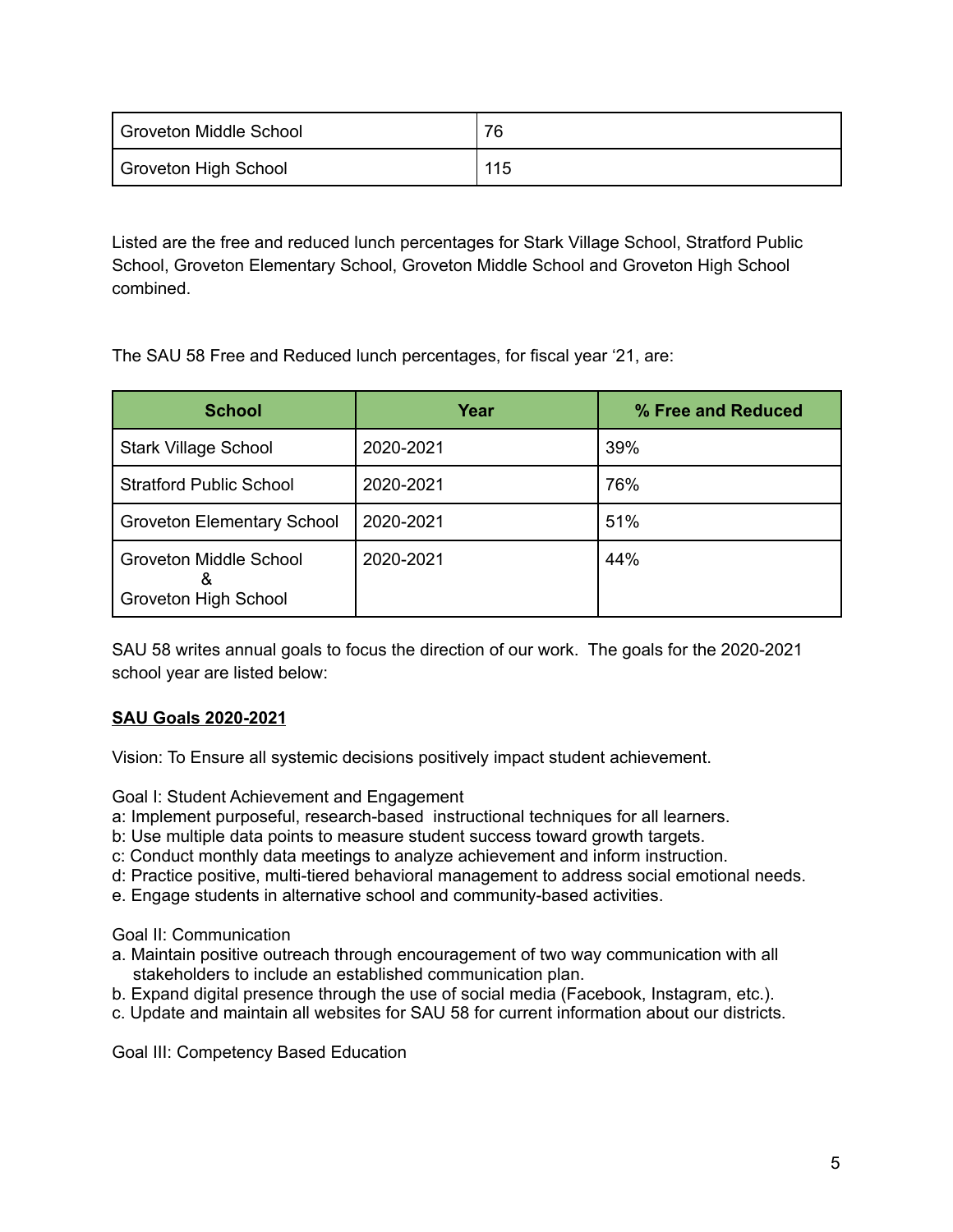| Groveton Middle School | 76 |
|---|---|
| Groveton High School | 115 |

Listed are the free and reduced lunch percentages for Stark Village School, Stratford Public School, Groveton Elementary School, Groveton Middle School and Groveton High School combined.

The SAU 58 Free and Reduced lunch percentages, for fiscal year '21, are:

| School | Year | % Free and Reduced |
|---|---|---|
| Stark Village School | 2020-2021 | 39% |
| Stratford Public School | 2020-2021 | 76% |
| Groveton Elementary School | 2020-2021 | 51% |
| Groveton Middle School & Groveton High School | 2020-2021 | 44% |

SAU 58 writes annual goals to focus the direction of our work. The goals for the 2020-2021 school year are listed below:

**SAU Goals 2020-2021**

Vision: To Ensure all systemic decisions positively impact student achievement.

Goal I: Student Achievement and Engagement
a: Implement purposeful, research-based instructional techniques for all learners.
b: Use multiple data points to measure student success toward growth targets.
c: Conduct monthly data meetings to analyze achievement and inform instruction.
d: Practice positive, multi-tiered behavioral management to address social emotional needs.
e. Engage students in alternative school and community-based activities.

Goal II: Communication
a. Maintain positive outreach through encouragement of two way communication with all stakeholders to include an established communication plan.
b. Expand digital presence through the use of social media (Facebook, Instagram, etc.).
c. Update and maintain all websites for SAU 58 for current information about our districts.

Goal III: Competency Based Education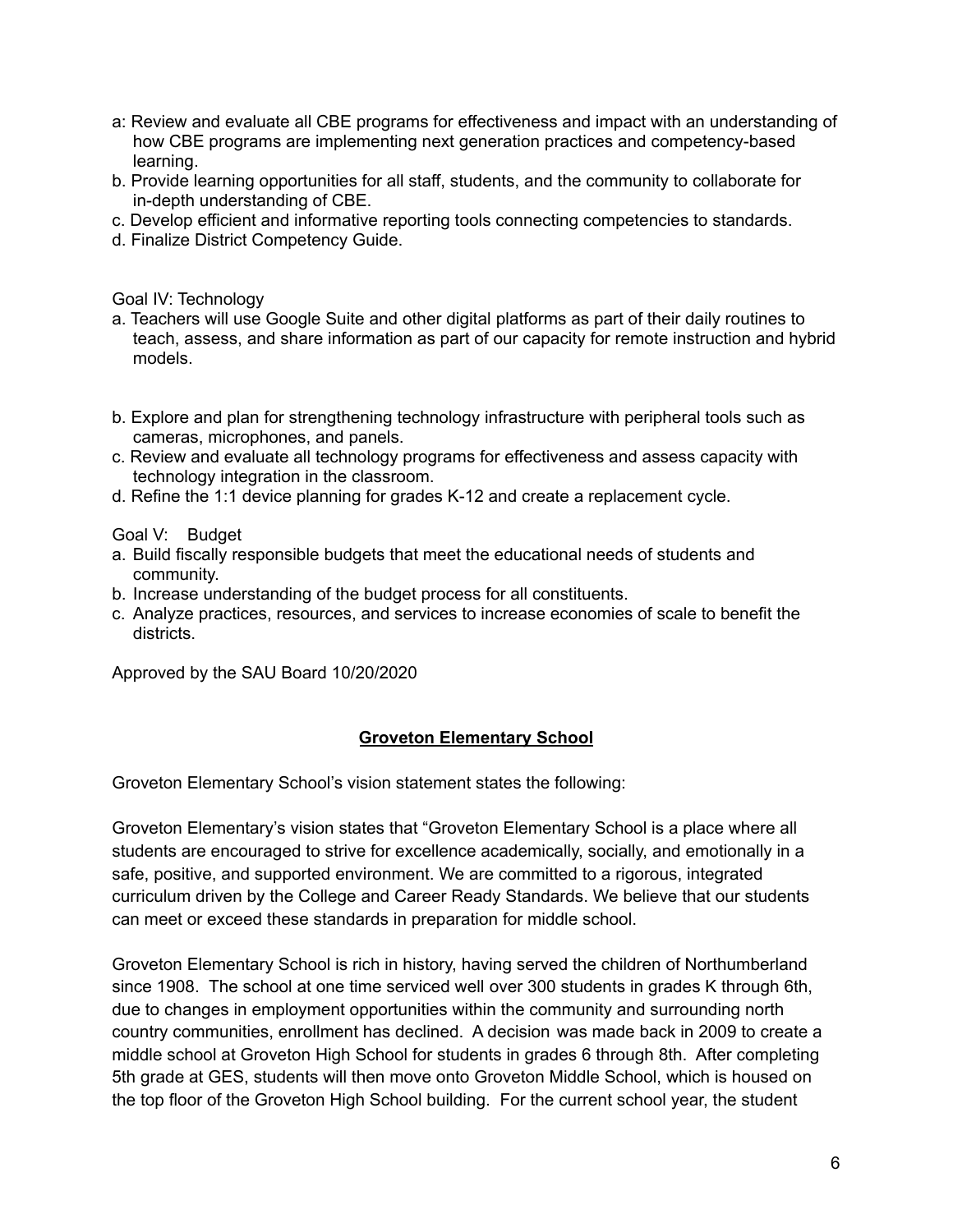a: Review and evaluate all CBE programs for effectiveness and impact with an understanding of how CBE programs are implementing next generation practices and competency-based learning.
b. Provide learning opportunities for all staff, students, and the community to collaborate for in-depth understanding of CBE.
c. Develop efficient and informative reporting tools connecting competencies to standards.
d. Finalize District Competency Guide.

Goal IV: Technology
a. Teachers will use Google Suite and other digital platforms as part of their daily routines to teach, assess, and share information as part of our capacity for remote instruction and hybrid models.

b. Explore and plan for strengthening technology infrastructure with peripheral tools such as cameras, microphones, and panels.
c. Review and evaluate all technology programs for effectiveness and assess capacity with technology integration in the classroom.
d. Refine the 1:1 device planning for grades K-12 and create a replacement cycle.

Goal V: Budget
a. Build fiscally responsible budgets that meet the educational needs of students and community.
b. Increase understanding of the budget process for all constituents.
c. Analyze practices, resources, and services to increase economies of scale to benefit the districts.

Approved by the SAU Board 10/20/2020

## **Groveton Elementary School**

Groveton Elementary School's vision statement states the following:

Groveton Elementary's vision states that "Groveton Elementary School is a place where all students are encouraged to strive for excellence academically, socially, and emotionally in a safe, positive, and supported environment. We are committed to a rigorous, integrated curriculum driven by the College and Career Ready Standards. We believe that our students can meet or exceed these standards in preparation for middle school.

Groveton Elementary School is rich in history, having served the children of Northumberland since 1908. The school at one time serviced well over 300 students in grades K through 6th, due to changes in employment opportunities within the community and surrounding north country communities, enrollment has declined. A decision was made back in 2009 to create a middle school at Groveton High School for students in grades 6 through 8th. After completing 5th grade at GES, students will then move onto Groveton Middle School, which is housed on the top floor of the Groveton High School building. For the current school year, the student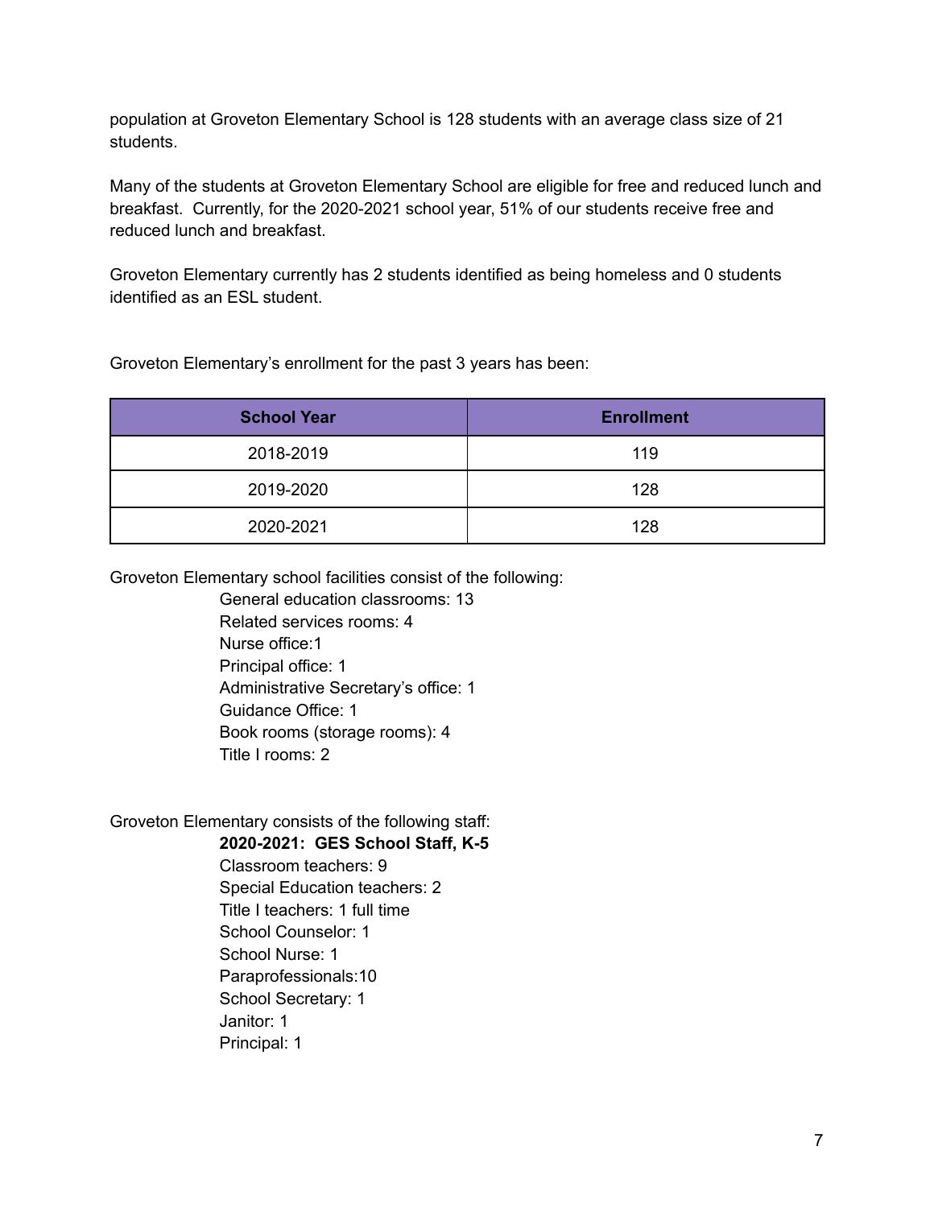population at Groveton Elementary School is 128 students with an average class size of 21 students.

Many of the students at Groveton Elementary School are eligible for free and reduced lunch and breakfast. Currently, for the 2020-2021 school year, 51% of our students receive free and reduced lunch and breakfast.

Groveton Elementary currently has 2 students identified as being homeless and 0 students identified as an ESL student.

Groveton Elementary's enrollment for the past 3 years has been:

| School Year | Enrollment |
|---|---|
| 2018-2019 | 119 |
| 2019-2020 | 128 |
| 2020-2021 | 128 |

Groveton Elementary school facilities consist of the following:

- General education classrooms: 13
- Related services rooms: 4
- Nurse office:1
- Principal office: 1
- Administrative Secretary's office: 1
- Guidance Office: 1
- Book rooms (storage rooms): 4
- Title I rooms: 2

Groveton Elementary consists of the following staff:

**2020-2021: GES School Staff, K-5**

- Classroom teachers: 9
- Special Education teachers: 2
- Title I teachers: 1 full time
- School Counselor: 1
- School Nurse: 1
- Paraprofessionals:10
- School Secretary: 1
- Janitor: 1
- Principal: 1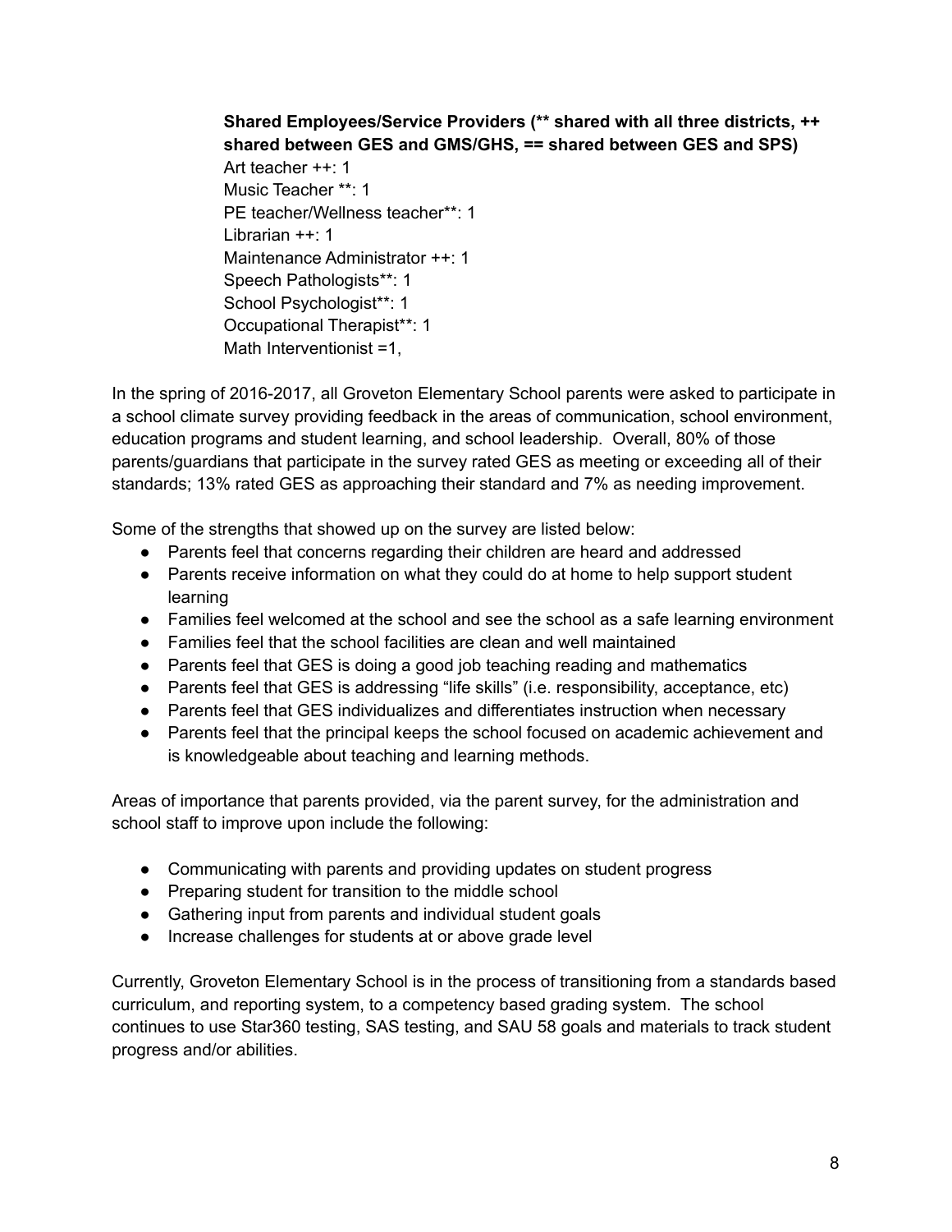**Shared Employees/Service Providers (** shared with all three districts, ++ shared between GES and GMS/GHS, == shared between GES and SPS)**

Art teacher ++: 1
Music Teacher **: 1
PE teacher/Wellness teacher**: 1
Librarian ++: 1
Maintenance Administrator ++: 1
Speech Pathologists**: 1
School Psychologist**: 1
Occupational Therapist**: 1
Math Interventionist =1,

In the spring of 2016-2017, all Groveton Elementary School parents were asked to participate in a school climate survey providing feedback in the areas of communication, school environment, education programs and student learning, and school leadership. Overall, 80% of those parents/guardians that participate in the survey rated GES as meeting or exceeding all of their standards; 13% rated GES as approaching their standard and 7% as needing improvement.

Some of the strengths that showed up on the survey are listed below:

- Parents feel that concerns regarding their children are heard and addressed
- Parents receive information on what they could do at home to help support student learning
- Families feel welcomed at the school and see the school as a safe learning environment
- Families feel that the school facilities are clean and well maintained
- Parents feel that GES is doing a good job teaching reading and mathematics
- Parents feel that GES is addressing “life skills” (i.e. responsibility, acceptance, etc)
- Parents feel that GES individualizes and differentiates instruction when necessary
- Parents feel that the principal keeps the school focused on academic achievement and is knowledgeable about teaching and learning methods.

Areas of importance that parents provided, via the parent survey, for the administration and school staff to improve upon include the following:

- Communicating with parents and providing updates on student progress
- Preparing student for transition to the middle school
- Gathering input from parents and individual student goals
- Increase challenges for students at or above grade level

Currently, Groveton Elementary School is in the process of transitioning from a standards based curriculum, and reporting system, to a competency based grading system. The school continues to use Star360 testing, SAS testing, and SAU 58 goals and materials to track student progress and/or abilities.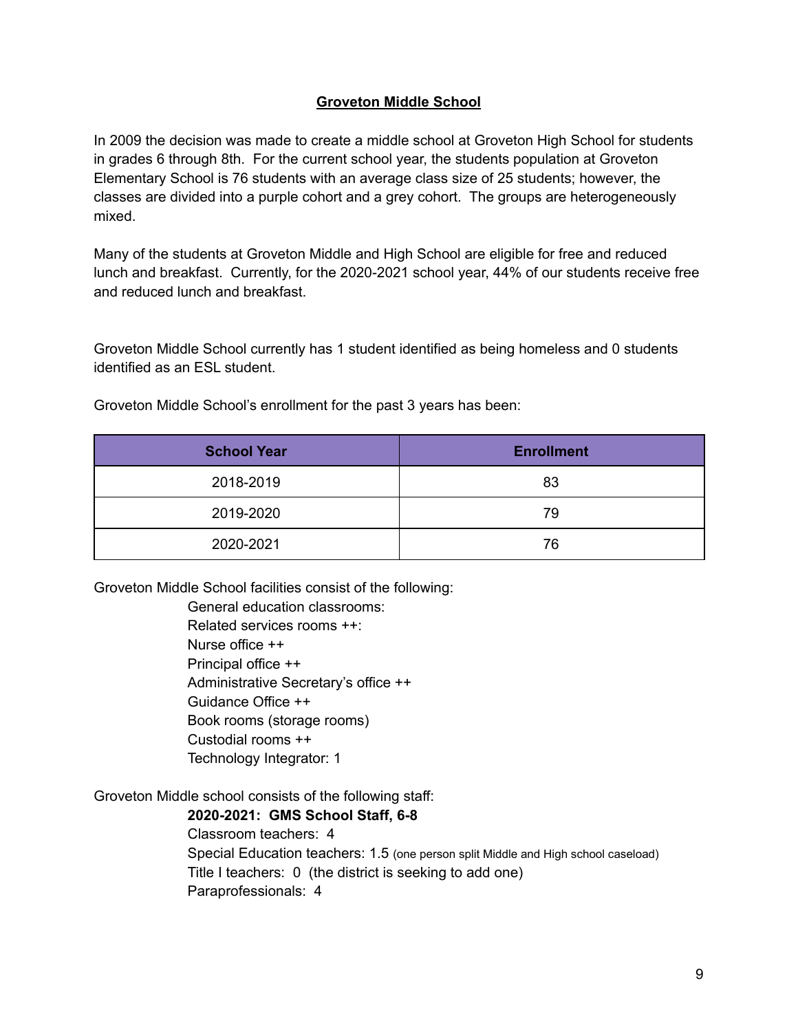## Groveton Middle School

In 2009 the decision was made to create a middle school at Groveton High School for students in grades 6 through 8th. For the current school year, the students population at Groveton Elementary School is 76 students with an average class size of 25 students; however, the classes are divided into a purple cohort and a grey cohort. The groups are heterogeneously mixed.

Many of the students at Groveton Middle and High School are eligible for free and reduced lunch and breakfast. Currently, for the 2020-2021 school year, 44% of our students receive free and reduced lunch and breakfast.

Groveton Middle School currently has 1 student identified as being homeless and 0 students identified as an ESL student.

Groveton Middle School's enrollment for the past 3 years has been:

| School Year | Enrollment |
|---|---|
| 2018-2019 | 83 |
| 2019-2020 | 79 |
| 2020-2021 | 76 |

Groveton Middle School facilities consist of the following:

- General education classrooms:
- Related services rooms ++:
- Nurse office ++
- Principal office ++
- Administrative Secretary's office ++
- Guidance Office ++
- Book rooms (storage rooms)
- Custodial rooms ++
- Technology Integrator: 1

Groveton Middle school consists of the following staff:

**2020-2021: GMS School Staff, 6-8**

- Classroom teachers: 4
- Special Education teachers: 1.5 (one person split Middle and High school caseload)
- Title I teachers: 0 (the district is seeking to add one)
- Paraprofessionals: 4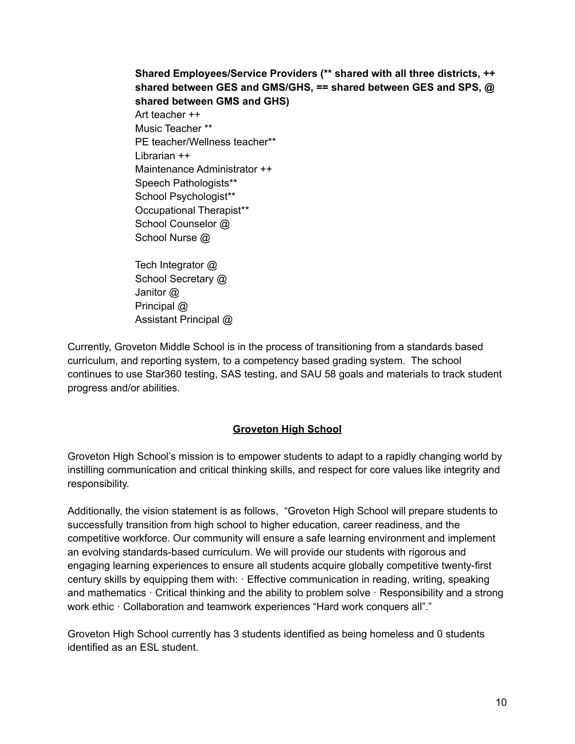**Shared Employees/Service Providers (** shared with all three districts, ++ shared between GES and GMS/GHS, == shared between GES and SPS, @ shared between GMS and GHS)**

Art teacher ++
Music Teacher **
PE teacher/Wellness teacher**
Librarian ++
Maintenance Administrator ++
Speech Pathologists**
School Psychologist**
Occupational Therapist**
School Counselor @
School Nurse @

Tech Integrator @
School Secretary @
Janitor @
Principal @
Assistant Principal @

Currently, Groveton Middle School is in the process of transitioning from a standards based curriculum, and reporting system, to a competency based grading system. The school continues to use Star360 testing, SAS testing, and SAU 58 goals and materials to track student progress and/or abilities.

## Groveton High School

Groveton High School's mission is to empower students to adapt to a rapidly changing world by instilling communication and critical thinking skills, and respect for core values like integrity and responsibility.

Additionally, the vision statement is as follows, "Groveton High School will prepare students to successfully transition from high school to higher education, career readiness, and the competitive workforce. Our community will ensure a safe learning environment and implement an evolving standards-based curriculum. We will provide our students with rigorous and engaging learning experiences to ensure all students acquire globally competitive twenty-first century skills by equipping them with: · Effective communication in reading, writing, speaking and mathematics · Critical thinking and the ability to problem solve · Responsibility and a strong work ethic · Collaboration and teamwork experiences "Hard work conquers all"."

Groveton High School currently has 3 students identified as being homeless and 0 students identified as an ESL student.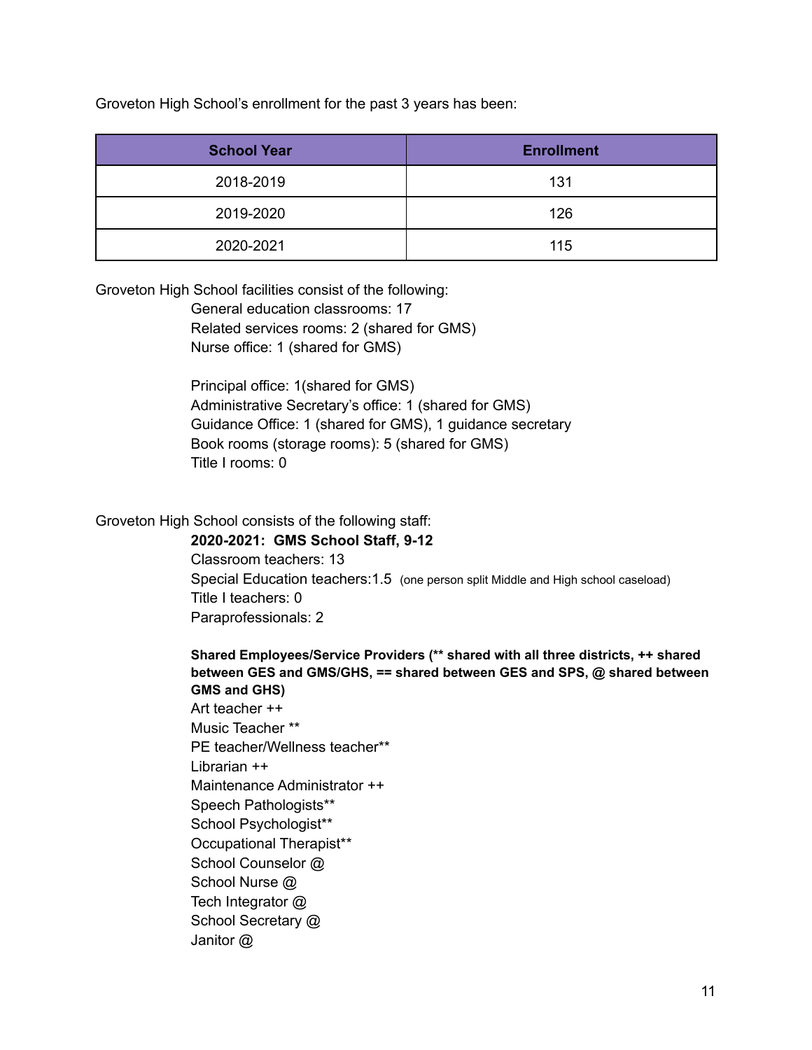Groveton High School's enrollment for the past 3 years has been:

| School Year | Enrollment |
| --- | --- |
| 2018-2019 | 131 |
| 2019-2020 | 126 |
| 2020-2021 | 115 |

Groveton High School facilities consist of the following:

General education classrooms: 17
Related services rooms: 2 (shared for GMS)
Nurse office: 1 (shared for GMS)

Principal office: 1(shared for GMS)
Administrative Secretary's office: 1 (shared for GMS)
Guidance Office: 1 (shared for GMS), 1 guidance secretary
Book rooms (storage rooms): 5 (shared for GMS)
Title I rooms: 0

Groveton High School consists of the following staff:

**2020-2021: GMS School Staff, 9-12**
Classroom teachers: 13
Special Education teachers:1.5 (one person split Middle and High school caseload)
Title I teachers: 0
Paraprofessionals: 2

**Shared Employees/Service Providers (** shared with all three districts, ++ shared between GES and GMS/GHS, == shared between GES and SPS, @ shared between GMS and GHS)**
Art teacher ++
Music Teacher **
PE teacher/Wellness teacher**
Librarian ++
Maintenance Administrator ++
Speech Pathologists**
School Psychologist**
Occupational Therapist**
School Counselor @
School Nurse @
Tech Integrator @
School Secretary @
Janitor @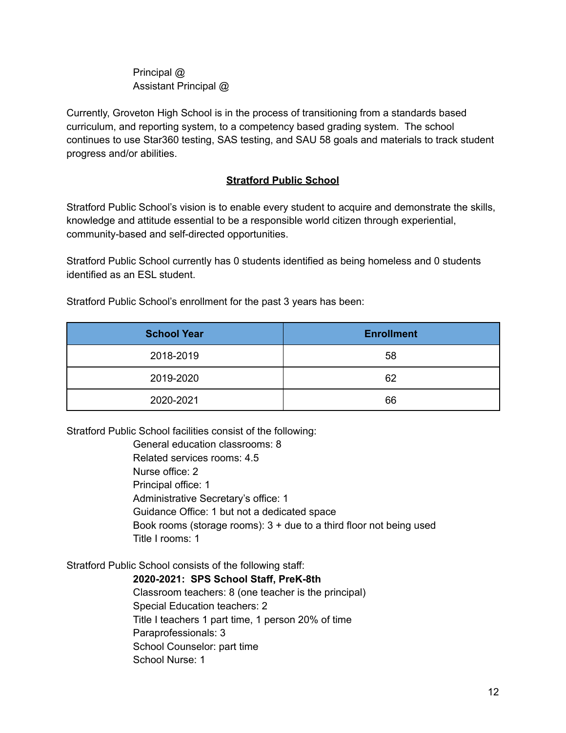Principal @
Assistant Principal @

Currently, Groveton High School is in the process of transitioning from a standards based curriculum, and reporting system, to a competency based grading system. The school continues to use Star360 testing, SAS testing, and SAU 58 goals and materials to track student progress and/or abilities.

## Stratford Public School

Stratford Public School's vision is to enable every student to acquire and demonstrate the skills, knowledge and attitude essential to be a responsible world citizen through experiential, community-based and self-directed opportunities.

Stratford Public School currently has 0 students identified as being homeless and 0 students identified as an ESL student.

Stratford Public School's enrollment for the past 3 years has been:

| School Year | Enrollment |
|---|---|
| 2018-2019 | 58 |
| 2019-2020 | 62 |
| 2020-2021 | 66 |

Stratford Public School facilities consist of the following:

General education classrooms: 8
Related services rooms: 4.5
Nurse office: 2
Principal office: 1
Administrative Secretary's office: 1
Guidance Office: 1 but not a dedicated space
Book rooms (storage rooms): 3 + due to a third floor not being used
Title I rooms: 1

Stratford Public School consists of the following staff:

**2020-2021: SPS School Staff, PreK-8th**
Classroom teachers: 8 (one teacher is the principal)
Special Education teachers: 2
Title I teachers 1 part time, 1 person 20% of time
Paraprofessionals: 3
School Counselor: part time
School Nurse: 1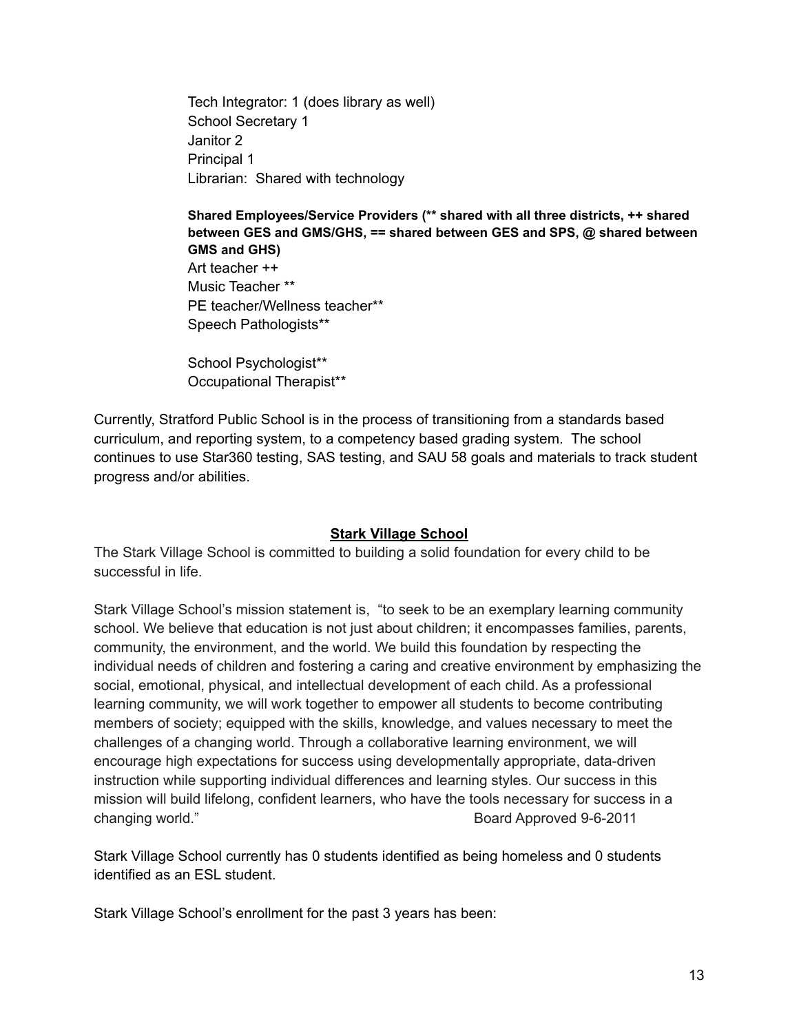Tech Integrator: 1 (does library as well)
School Secretary 1
Janitor 2
Principal 1
Librarian:  Shared with technology

**Shared Employees/Service Providers (** shared with all three districts, ++ shared between GES and GMS/GHS, == shared between GES and SPS, @ shared between GMS and GHS)**
Art teacher ++
Music Teacher **
PE teacher/Wellness teacher**
Speech Pathologists**

School Psychologist**
Occupational Therapist**

Currently, Stratford Public School is in the process of transitioning from a standards based curriculum, and reporting system, to a competency based grading system.  The school continues to use Star360 testing, SAS testing, and SAU 58 goals and materials to track student progress and/or abilities.

## Stark Village School

The Stark Village School is committed to building a solid foundation for every child to be successful in life.

Stark Village School's mission statement is,  "to seek to be an exemplary learning community school. We believe that education is not just about children; it encompasses families, parents, community, the environment, and the world. We build this foundation by respecting the individual needs of children and fostering a caring and creative environment by emphasizing the social, emotional, physical, and intellectual development of each child. As a professional learning community, we will work together to empower all students to become contributing members of society; equipped with the skills, knowledge, and values necessary to meet the challenges of a changing world. Through a collaborative learning environment, we will encourage high expectations for success using developmentally appropriate, data-driven instruction while supporting individual differences and learning styles. Our success in this mission will build lifelong, confident learners, who have the tools necessary for success in a changing world."  Board Approved 9-6-2011

Stark Village School currently has 0 students identified as being homeless and 0 students identified as an ESL student.

Stark Village School's enrollment for the past 3 years has been: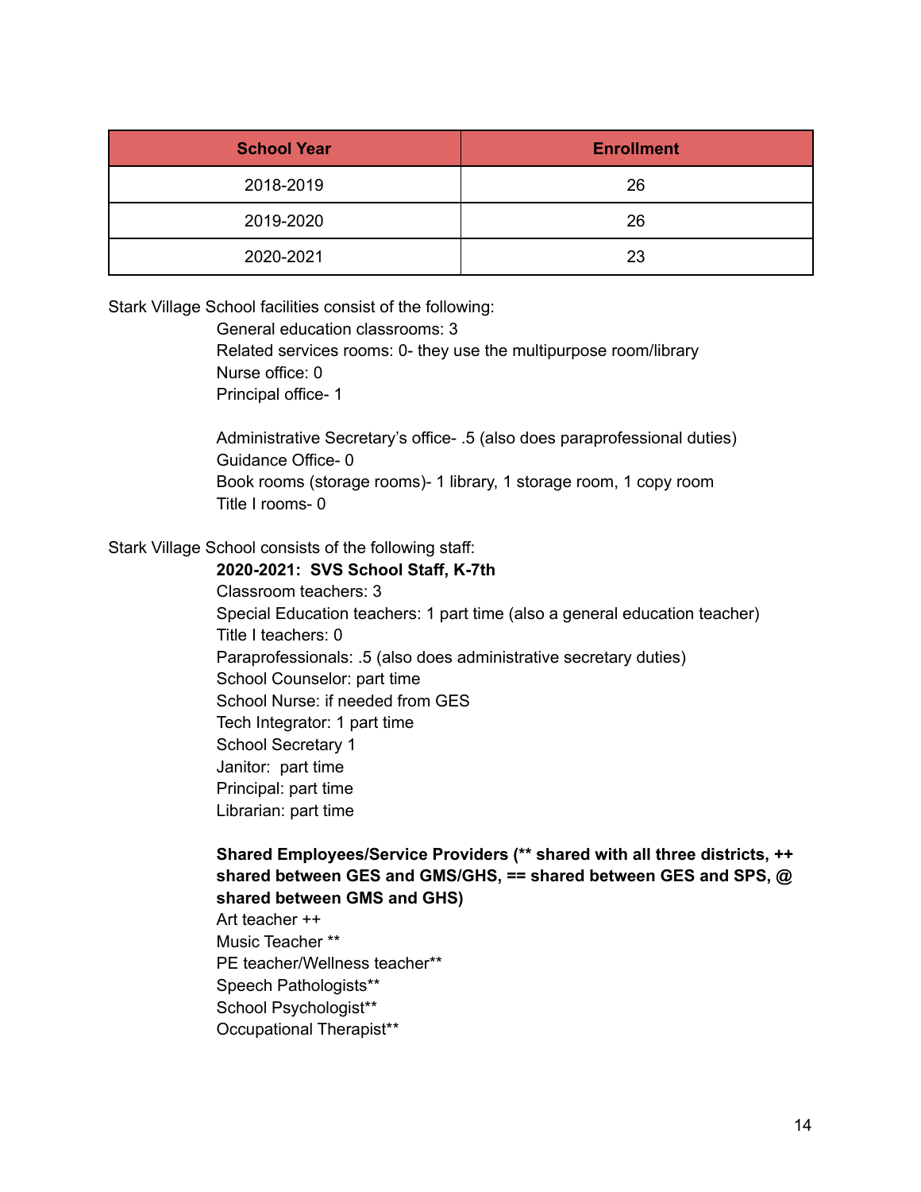| School Year | Enrollment |
|---|---|
| 2018-2019 | 26 |
| 2019-2020 | 26 |
| 2020-2021 | 23 |

Stark Village School facilities consist of the following:

General education classrooms: 3
Related services rooms: 0- they use the multipurpose room/library
Nurse office: 0
Principal office- 1

Administrative Secretary's office- .5 (also does paraprofessional duties)
Guidance Office- 0
Book rooms (storage rooms)- 1 library, 1 storage room, 1 copy room
Title I rooms- 0

Stark Village School consists of the following staff:

**2020-2021: SVS School Staff, K-7th**
Classroom teachers: 3
Special Education teachers: 1 part time (also a general education teacher)
Title I teachers: 0
Paraprofessionals: .5 (also does administrative secretary duties)
School Counselor: part time
School Nurse: if needed from GES
Tech Integrator: 1 part time
School Secretary 1
Janitor: part time
Principal: part time
Librarian: part time

**Shared Employees/Service Providers (** shared with all three districts, ++ shared between GES and GMS/GHS, == shared between GES and SPS, @ shared between GMS and GHS)**
Art teacher ++
Music Teacher **
PE teacher/Wellness teacher**
Speech Pathologists**
School Psychologist**
Occupational Therapist**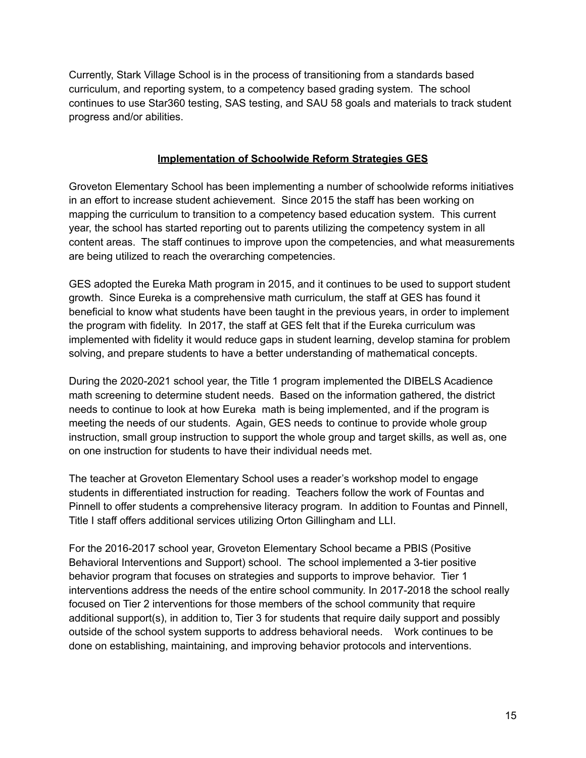Currently, Stark Village School is in the process of transitioning from a standards based curriculum, and reporting system, to a competency based grading system. The school continues to use Star360 testing, SAS testing, and SAU 58 goals and materials to track student progress and/or abilities.

## Implementation of Schoolwide Reform Strategies GES

Groveton Elementary School has been implementing a number of schoolwide reforms initiatives in an effort to increase student achievement. Since 2015 the staff has been working on mapping the curriculum to transition to a competency based education system. This current year, the school has started reporting out to parents utilizing the competency system in all content areas. The staff continues to improve upon the competencies, and what measurements are being utilized to reach the overarching competencies.

GES adopted the Eureka Math program in 2015, and it continues to be used to support student growth. Since Eureka is a comprehensive math curriculum, the staff at GES has found it beneficial to know what students have been taught in the previous years, in order to implement the program with fidelity. In 2017, the staff at GES felt that if the Eureka curriculum was implemented with fidelity it would reduce gaps in student learning, develop stamina for problem solving, and prepare students to have a better understanding of mathematical concepts.

During the 2020-2021 school year, the Title 1 program implemented the DIBELS Acadience math screening to determine student needs. Based on the information gathered, the district needs to continue to look at how Eureka math is being implemented, and if the program is meeting the needs of our students. Again, GES needs to continue to provide whole group instruction, small group instruction to support the whole group and target skills, as well as, one on one instruction for students to have their individual needs met.

The teacher at Groveton Elementary School uses a reader's workshop model to engage students in differentiated instruction for reading. Teachers follow the work of Fountas and Pinnell to offer students a comprehensive literacy program. In addition to Fountas and Pinnell, Title I staff offers additional services utilizing Orton Gillingham and LLI.

For the 2016-2017 school year, Groveton Elementary School became a PBIS (Positive Behavioral Interventions and Support) school. The school implemented a 3-tier positive behavior program that focuses on strategies and supports to improve behavior. Tier 1 interventions address the needs of the entire school community. In 2017-2018 the school really focused on Tier 2 interventions for those members of the school community that require additional support(s), in addition to, Tier 3 for students that require daily support and possibly outside of the school system supports to address behavioral needs. Work continues to be done on establishing, maintaining, and improving behavior protocols and interventions.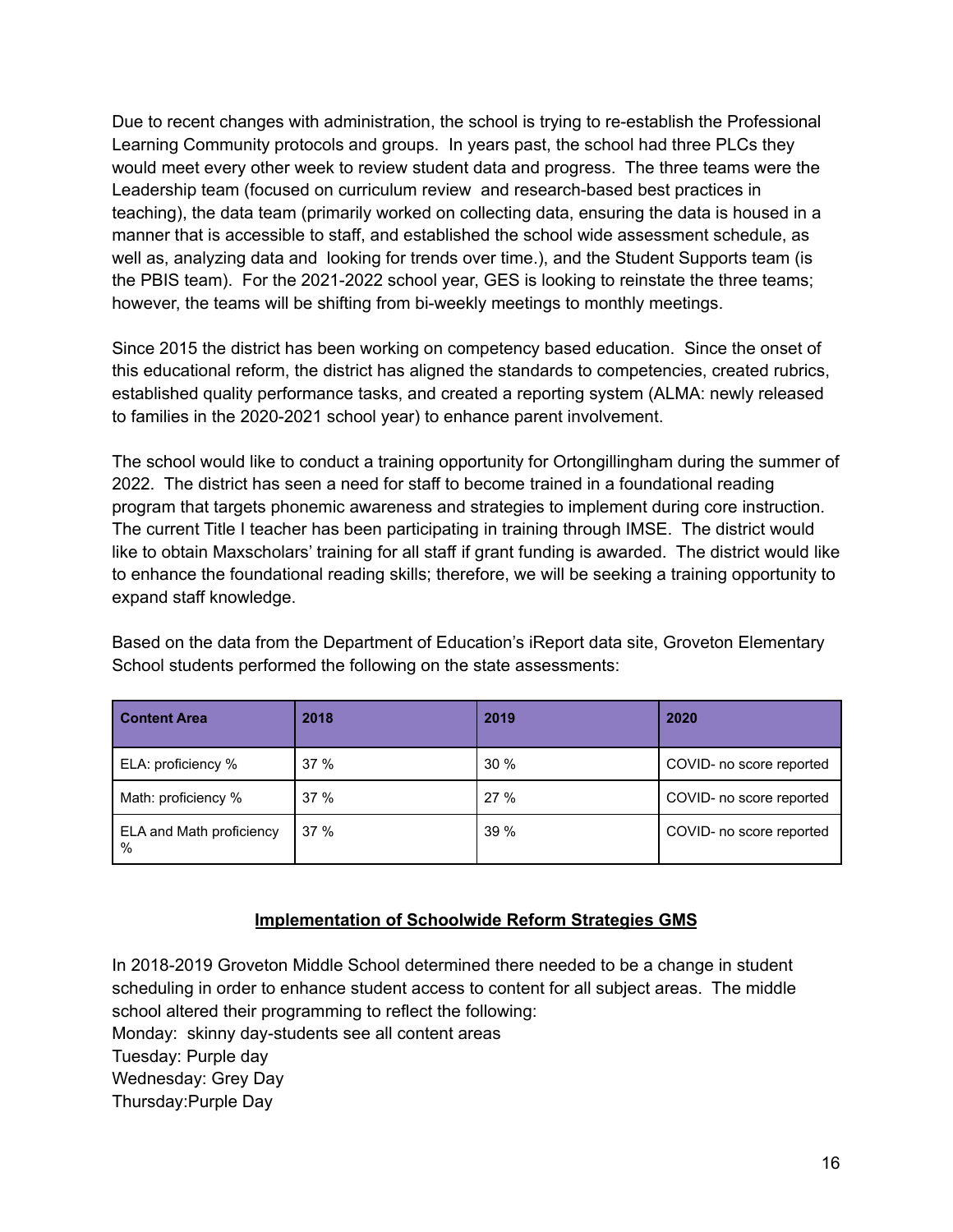Due to recent changes with administration, the school is trying to re-establish the Professional Learning Community protocols and groups. In years past, the school had three PLCs they would meet every other week to review student data and progress. The three teams were the Leadership team (focused on curriculum review and research-based best practices in teaching), the data team (primarily worked on collecting data, ensuring the data is housed in a manner that is accessible to staff, and established the school wide assessment schedule, as well as, analyzing data and looking for trends over time.), and the Student Supports team (is the PBIS team). For the 2021-2022 school year, GES is looking to reinstate the three teams; however, the teams will be shifting from bi-weekly meetings to monthly meetings.

Since 2015 the district has been working on competency based education. Since the onset of this educational reform, the district has aligned the standards to competencies, created rubrics, established quality performance tasks, and created a reporting system (ALMA: newly released to families in the 2020-2021 school year) to enhance parent involvement.

The school would like to conduct a training opportunity for Ortongillingham during the summer of 2022. The district has seen a need for staff to become trained in a foundational reading program that targets phonemic awareness and strategies to implement during core instruction. The current Title I teacher has been participating in training through IMSE. The district would like to obtain Maxscholars' training for all staff if grant funding is awarded. The district would like to enhance the foundational reading skills; therefore, we will be seeking a training opportunity to expand staff knowledge.

Based on the data from the Department of Education's iReport data site, Groveton Elementary School students performed the following on the state assessments:

| Content Area | 2018 | 2019 | 2020 |
|---|---|---|---|
| ELA: proficiency % | 37 % | 30 % | COVID- no score reported |
| Math: proficiency % | 37 % | 27 % | COVID- no score reported |
| ELA and Math proficiency % | 37 % | 39 % | COVID- no score reported |

## Implementation of Schoolwide Reform Strategies GMS

In 2018-2019 Groveton Middle School determined there needed to be a change in student scheduling in order to enhance student access to content for all subject areas. The middle school altered their programming to reflect the following:
Monday: skinny day-students see all content areas
Tuesday: Purple day
Wednesday: Grey Day
Thursday:Purple Day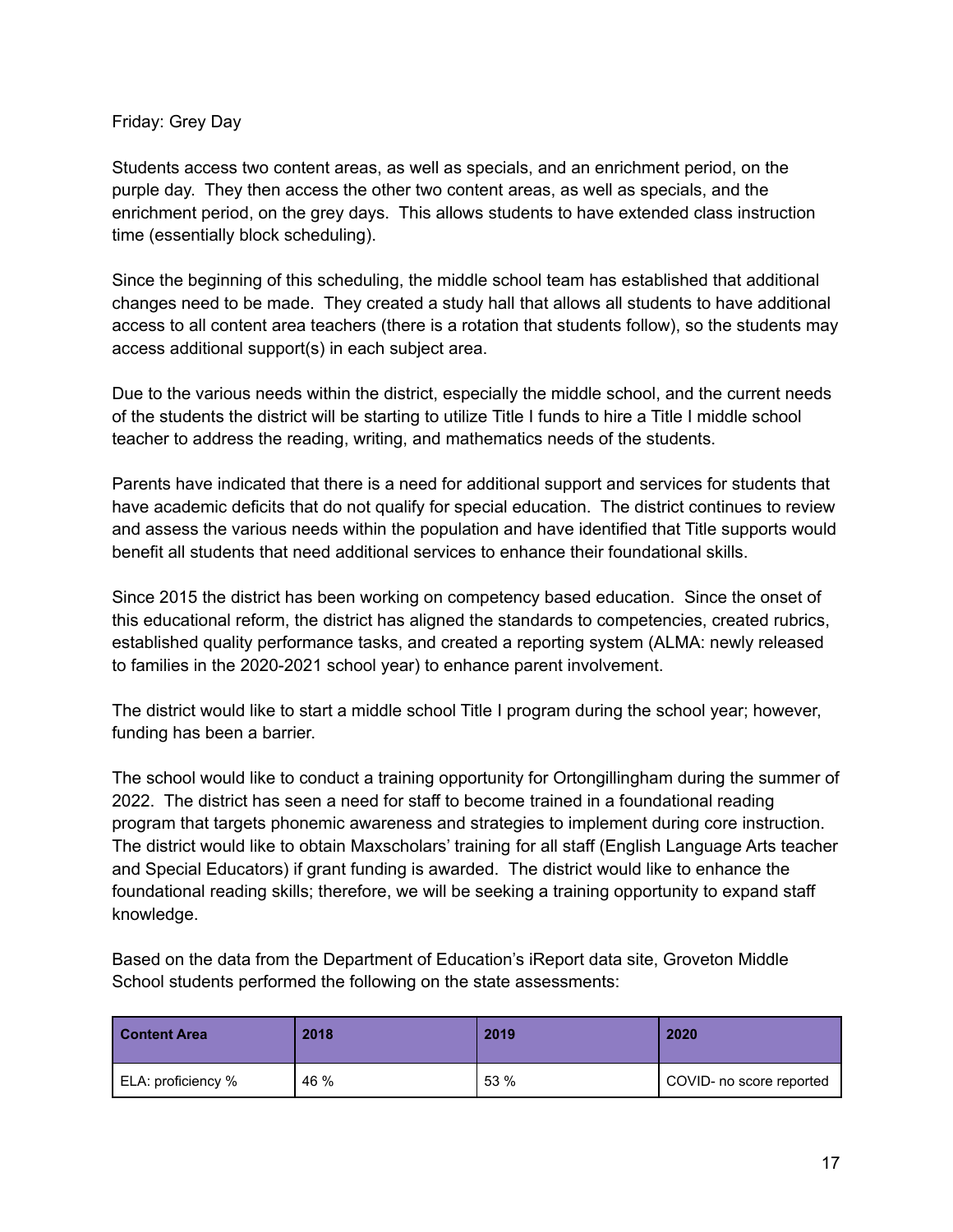Friday: Grey Day

Students access two content areas, as well as specials, and an enrichment period, on the purple day. They then access the other two content areas, as well as specials, and the enrichment period, on the grey days. This allows students to have extended class instruction time (essentially block scheduling).

Since the beginning of this scheduling, the middle school team has established that additional changes need to be made. They created a study hall that allows all students to have additional access to all content area teachers (there is a rotation that students follow), so the students may access additional support(s) in each subject area.

Due to the various needs within the district, especially the middle school, and the current needs of the students the district will be starting to utilize Title I funds to hire a Title I middle school teacher to address the reading, writing, and mathematics needs of the students.

Parents have indicated that there is a need for additional support and services for students that have academic deficits that do not qualify for special education. The district continues to review and assess the various needs within the population and have identified that Title supports would benefit all students that need additional services to enhance their foundational skills.

Since 2015 the district has been working on competency based education. Since the onset of this educational reform, the district has aligned the standards to competencies, created rubrics, established quality performance tasks, and created a reporting system (ALMA: newly released to families in the 2020-2021 school year) to enhance parent involvement.

The district would like to start a middle school Title I program during the school year; however, funding has been a barrier.

The school would like to conduct a training opportunity for Ortongillingham during the summer of 2022. The district has seen a need for staff to become trained in a foundational reading program that targets phonemic awareness and strategies to implement during core instruction. The district would like to obtain Maxscholars' training for all staff (English Language Arts teacher and Special Educators) if grant funding is awarded. The district would like to enhance the foundational reading skills; therefore, we will be seeking a training opportunity to expand staff knowledge.

Based on the data from the Department of Education's iReport data site, Groveton Middle School students performed the following on the state assessments:

| **Content Area** | **2018** | **2019** | **2020** |
|---|---|---|---|
| ELA: proficiency % | 46 % | 53 % | COVID- no score reported |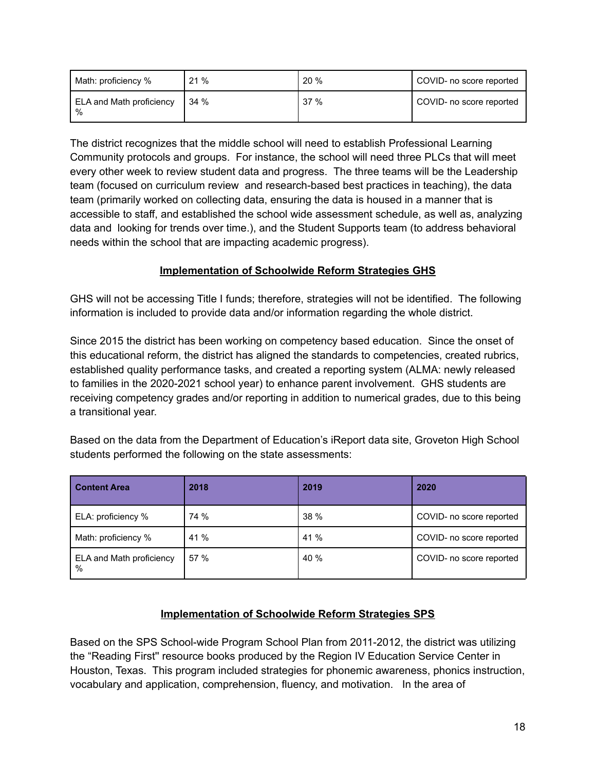| Math: proficiency % | 21 % | 20 % | COVID- no score reported |
|---|---|---|---|
| ELA and Math proficiency % | 34 % | 37 % | COVID- no score reported |

The district recognizes that the middle school will need to establish Professional Learning Community protocols and groups. For instance, the school will need three PLCs that will meet every other week to review student data and progress. The three teams will be the Leadership team (focused on curriculum review and research-based best practices in teaching), the data team (primarily worked on collecting data, ensuring the data is housed in a manner that is accessible to staff, and established the school wide assessment schedule, as well as, analyzing data and looking for trends over time.), and the Student Supports team (to address behavioral needs within the school that are impacting academic progress).

## Implementation of Schoolwide Reform Strategies GHS

GHS will not be accessing Title I funds; therefore, strategies will not be identified. The following information is included to provide data and/or information regarding the whole district.

Since 2015 the district has been working on competency based education. Since the onset of this educational reform, the district has aligned the standards to competencies, created rubrics, established quality performance tasks, and created a reporting system (ALMA: newly released to families in the 2020-2021 school year) to enhance parent involvement. GHS students are receiving competency grades and/or reporting in addition to numerical grades, due to this being a transitional year.

Based on the data from the Department of Education's iReport data site, Groveton High School students performed the following on the state assessments:

| Content Area | 2018 | 2019 | 2020 |
|---|---|---|---|
| ELA: proficiency % | 74 % | 38 % | COVID- no score reported |
| Math: proficiency % | 41 % | 41 % | COVID- no score reported |
| ELA and Math proficiency % | 57 % | 40 % | COVID- no score reported |

## Implementation of Schoolwide Reform Strategies SPS

Based on the SPS School-wide Program School Plan from 2011-2012, the district was utilizing the "Reading First" resource books produced by the Region IV Education Service Center in Houston, Texas. This program included strategies for phonemic awareness, phonics instruction, vocabulary and application, comprehension, fluency, and motivation. In the area of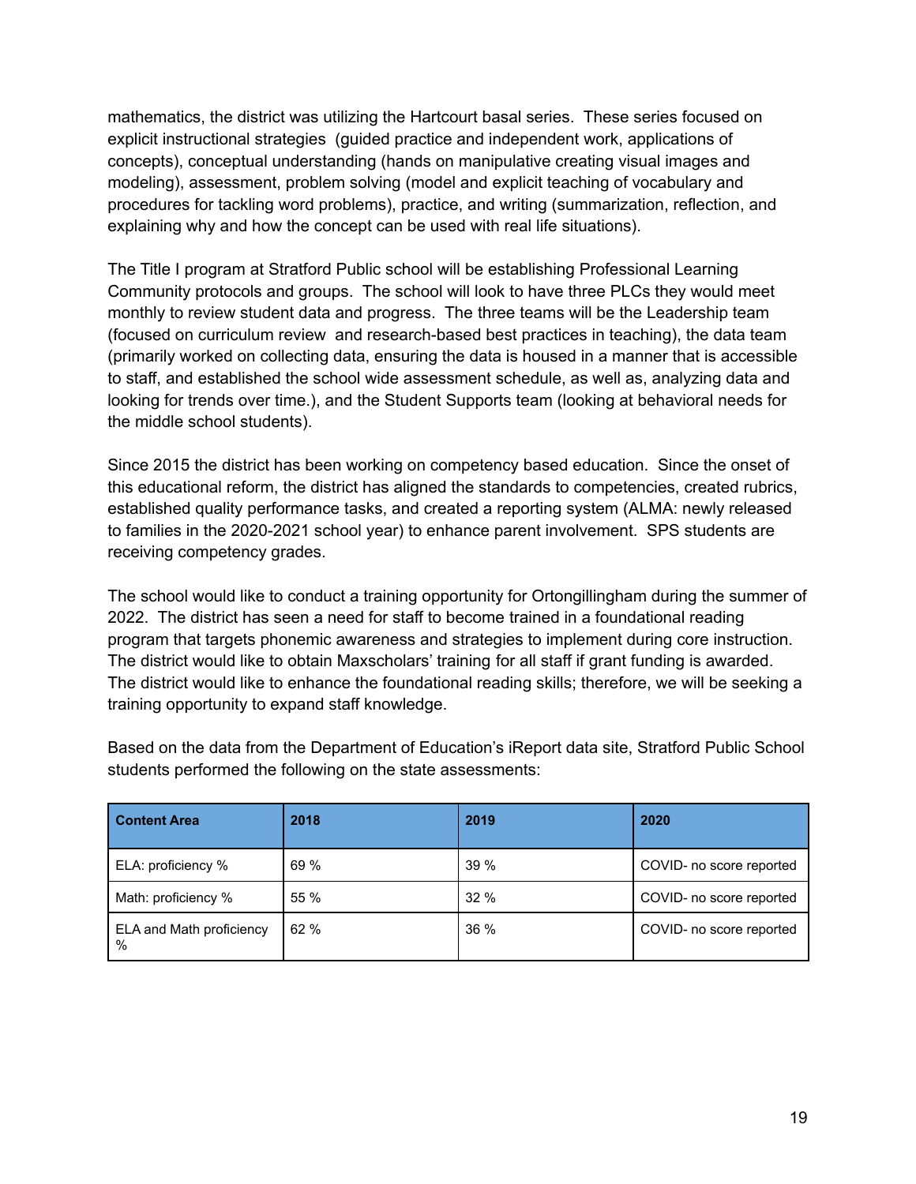mathematics, the district was utilizing the Hartcourt basal series. These series focused on explicit instructional strategies (guided practice and independent work, applications of concepts), conceptual understanding (hands on manipulative creating visual images and modeling), assessment, problem solving (model and explicit teaching of vocabulary and procedures for tackling word problems), practice, and writing (summarization, reflection, and explaining why and how the concept can be used with real life situations).

The Title I program at Stratford Public school will be establishing Professional Learning Community protocols and groups. The school will look to have three PLCs they would meet monthly to review student data and progress. The three teams will be the Leadership team (focused on curriculum review and research-based best practices in teaching), the data team (primarily worked on collecting data, ensuring the data is housed in a manner that is accessible to staff, and established the school wide assessment schedule, as well as, analyzing data and looking for trends over time.), and the Student Supports team (looking at behavioral needs for the middle school students).

Since 2015 the district has been working on competency based education. Since the onset of this educational reform, the district has aligned the standards to competencies, created rubrics, established quality performance tasks, and created a reporting system (ALMA: newly released to families in the 2020-2021 school year) to enhance parent involvement. SPS students are receiving competency grades.

The school would like to conduct a training opportunity for Ortongillingham during the summer of 2022. The district has seen a need for staff to become trained in a foundational reading program that targets phonemic awareness and strategies to implement during core instruction. The district would like to obtain Maxscholars' training for all staff if grant funding is awarded. The district would like to enhance the foundational reading skills; therefore, we will be seeking a training opportunity to expand staff knowledge.

Based on the data from the Department of Education's iReport data site, Stratford Public School students performed the following on the state assessments:

| Content Area | 2018 | 2019 | 2020 |
| --- | --- | --- | --- |
| ELA: proficiency % | 69 % | 39 % | COVID- no score reported |
| Math: proficiency % | 55 % | 32 % | COVID- no score reported |
| ELA and Math proficiency % | 62 % | 36 % | COVID- no score reported |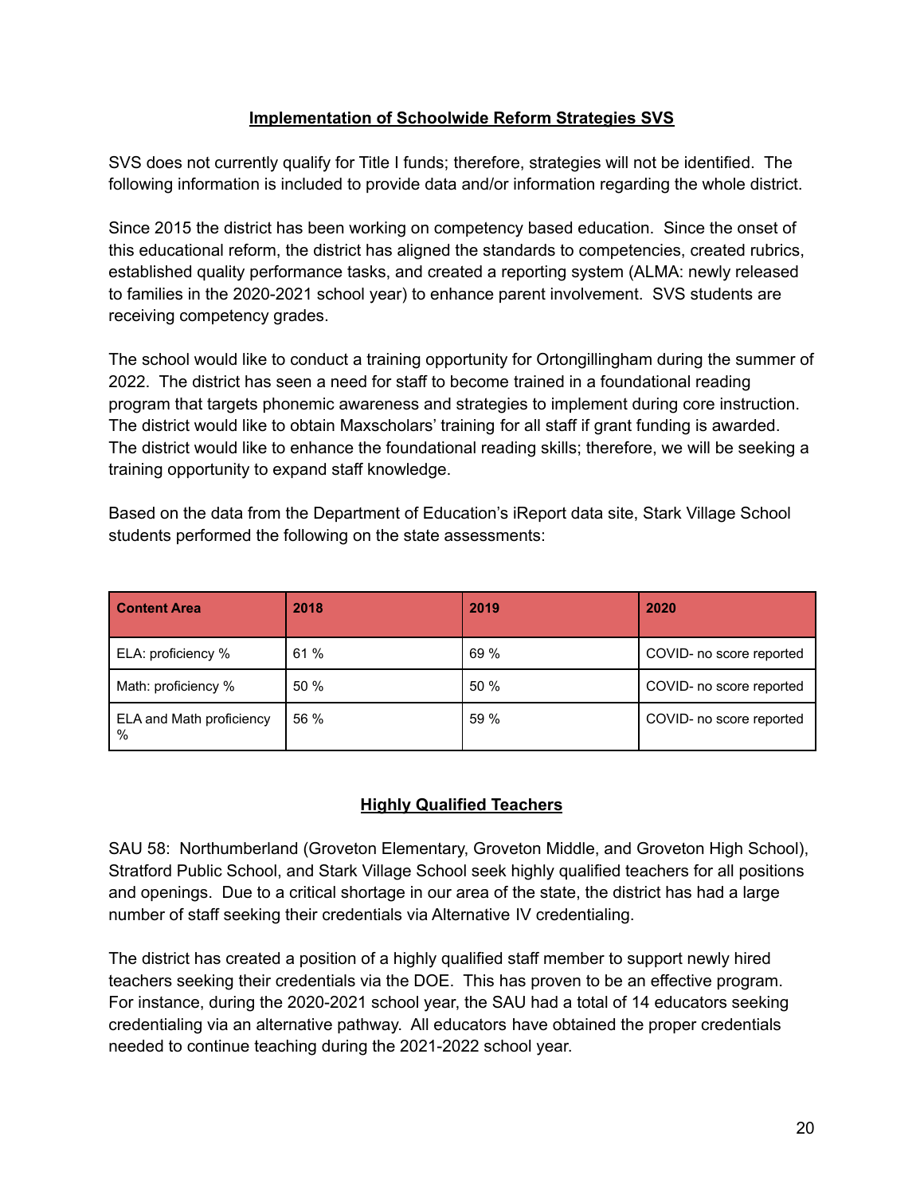## Implementation of Schoolwide Reform Strategies SVS

SVS does not currently qualify for Title I funds; therefore, strategies will not be identified. The following information is included to provide data and/or information regarding the whole district.

Since 2015 the district has been working on competency based education. Since the onset of this educational reform, the district has aligned the standards to competencies, created rubrics, established quality performance tasks, and created a reporting system (ALMA: newly released to families in the 2020-2021 school year) to enhance parent involvement. SVS students are receiving competency grades.

The school would like to conduct a training opportunity for Ortongillingham during the summer of 2022. The district has seen a need for staff to become trained in a foundational reading program that targets phonemic awareness and strategies to implement during core instruction. The district would like to obtain Maxscholars' training for all staff if grant funding is awarded. The district would like to enhance the foundational reading skills; therefore, we will be seeking a training opportunity to expand staff knowledge.

Based on the data from the Department of Education's iReport data site, Stark Village School students performed the following on the state assessments:

| Content Area | 2018 | 2019 | 2020 |
|---|---|---|---|
| ELA: proficiency % | 61 % | 69 % | COVID- no score reported |
| Math: proficiency % | 50 % | 50 % | COVID- no score reported |
| ELA and Math proficiency % | 56 % | 59 % | COVID- no score reported |

## Highly Qualified Teachers

SAU 58: Northumberland (Groveton Elementary, Groveton Middle, and Groveton High School), Stratford Public School, and Stark Village School seek highly qualified teachers for all positions and openings. Due to a critical shortage in our area of the state, the district has had a large number of staff seeking their credentials via Alternative IV credentialing.

The district has created a position of a highly qualified staff member to support newly hired teachers seeking their credentials via the DOE. This has proven to be an effective program. For instance, during the 2020-2021 school year, the SAU had a total of 14 educators seeking credentialing via an alternative pathway. All educators have obtained the proper credentials needed to continue teaching during the 2021-2022 school year.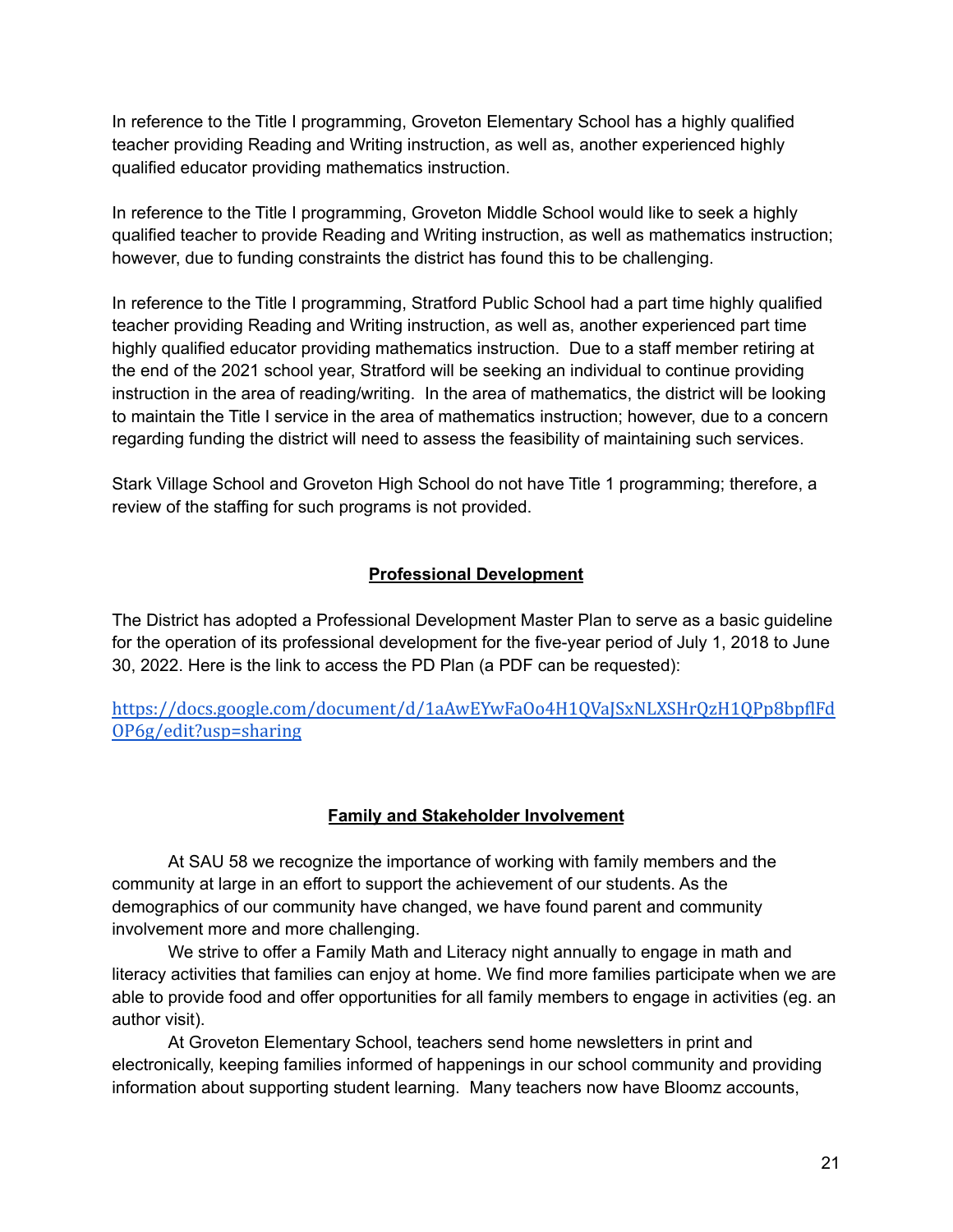In reference to the Title I programming, Groveton Elementary School has a highly qualified teacher providing Reading and Writing instruction, as well as, another experienced highly qualified educator providing mathematics instruction.

In reference to the Title I programming, Groveton Middle School would like to seek a highly qualified teacher to provide Reading and Writing instruction, as well as mathematics instruction; however, due to funding constraints the district has found this to be challenging.

In reference to the Title I programming, Stratford Public School had a part time highly qualified teacher providing Reading and Writing instruction, as well as, another experienced part time highly qualified educator providing mathematics instruction. Due to a staff member retiring at the end of the 2021 school year, Stratford will be seeking an individual to continue providing instruction in the area of reading/writing. In the area of mathematics, the district will be looking to maintain the Title I service in the area of mathematics instruction; however, due to a concern regarding funding the district will need to assess the feasibility of maintaining such services.

Stark Village School and Groveton High School do not have Title 1 programming; therefore, a review of the staffing for such programs is not provided.

## Professional Development

The District has adopted a Professional Development Master Plan to serve as a basic guideline for the operation of its professional development for the five-year period of July 1, 2018 to June 30, 2022. Here is the link to access the PD Plan (a PDF can be requested):

https://docs.google.com/document/d/1aAwEYwFaOo4H1QVaJSxNLXSHrQzH1QPp8bpflFdOP6g/edit?usp=sharing

## Family and Stakeholder Involvement

At SAU 58 we recognize the importance of working with family members and the community at large in an effort to support the achievement of our students. As the demographics of our community have changed, we have found parent and community involvement more and more challenging.

We strive to offer a Family Math and Literacy night annually to engage in math and literacy activities that families can enjoy at home. We find more families participate when we are able to provide food and offer opportunities for all family members to engage in activities (eg. an author visit).

At Groveton Elementary School, teachers send home newsletters in print and electronically, keeping families informed of happenings in our school community and providing information about supporting student learning. Many teachers now have Bloomz accounts,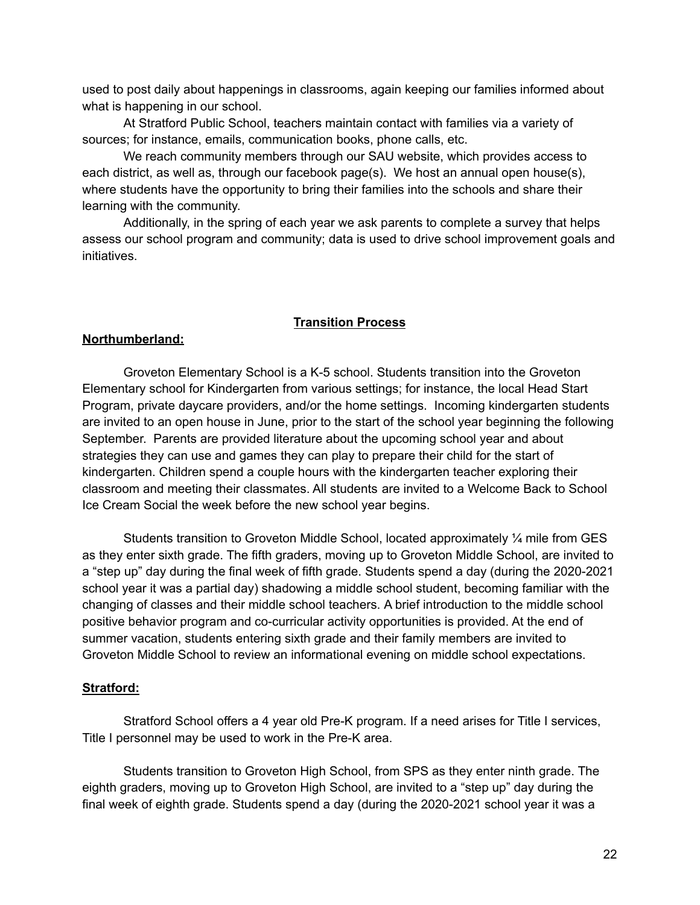used to post daily about happenings in classrooms, again keeping our families informed about what is happening in our school.

At Stratford Public School, teachers maintain contact with families via a variety of sources; for instance, emails, communication books, phone calls, etc.

We reach community members through our SAU website, which provides access to each district, as well as, through our facebook page(s). We host an annual open house(s), where students have the opportunity to bring their families into the schools and share their learning with the community.

Additionally, in the spring of each year we ask parents to complete a survey that helps assess our school program and community; data is used to drive school improvement goals and initiatives.

## **Transition Process**

### **Northumberland:**

Groveton Elementary School is a K-5 school. Students transition into the Groveton Elementary school for Kindergarten from various settings; for instance, the local Head Start Program, private daycare providers, and/or the home settings. Incoming kindergarten students are invited to an open house in June, prior to the start of the school year beginning the following September. Parents are provided literature about the upcoming school year and about strategies they can use and games they can play to prepare their child for the start of kindergarten. Children spend a couple hours with the kindergarten teacher exploring their classroom and meeting their classmates. All students are invited to a Welcome Back to School Ice Cream Social the week before the new school year begins.

Students transition to Groveton Middle School, located approximately ¼ mile from GES as they enter sixth grade. The fifth graders, moving up to Groveton Middle School, are invited to a "step up" day during the final week of fifth grade. Students spend a day (during the 2020-2021 school year it was a partial day) shadowing a middle school student, becoming familiar with the changing of classes and their middle school teachers. A brief introduction to the middle school positive behavior program and co-curricular activity opportunities is provided. At the end of summer vacation, students entering sixth grade and their family members are invited to Groveton Middle School to review an informational evening on middle school expectations.

### **Stratford:**

Stratford School offers a 4 year old Pre-K program. If a need arises for Title I services, Title I personnel may be used to work in the Pre-K area.

Students transition to Groveton High School, from SPS as they enter ninth grade. The eighth graders, moving up to Groveton High School, are invited to a "step up" day during the final week of eighth grade. Students spend a day (during the 2020-2021 school year it was a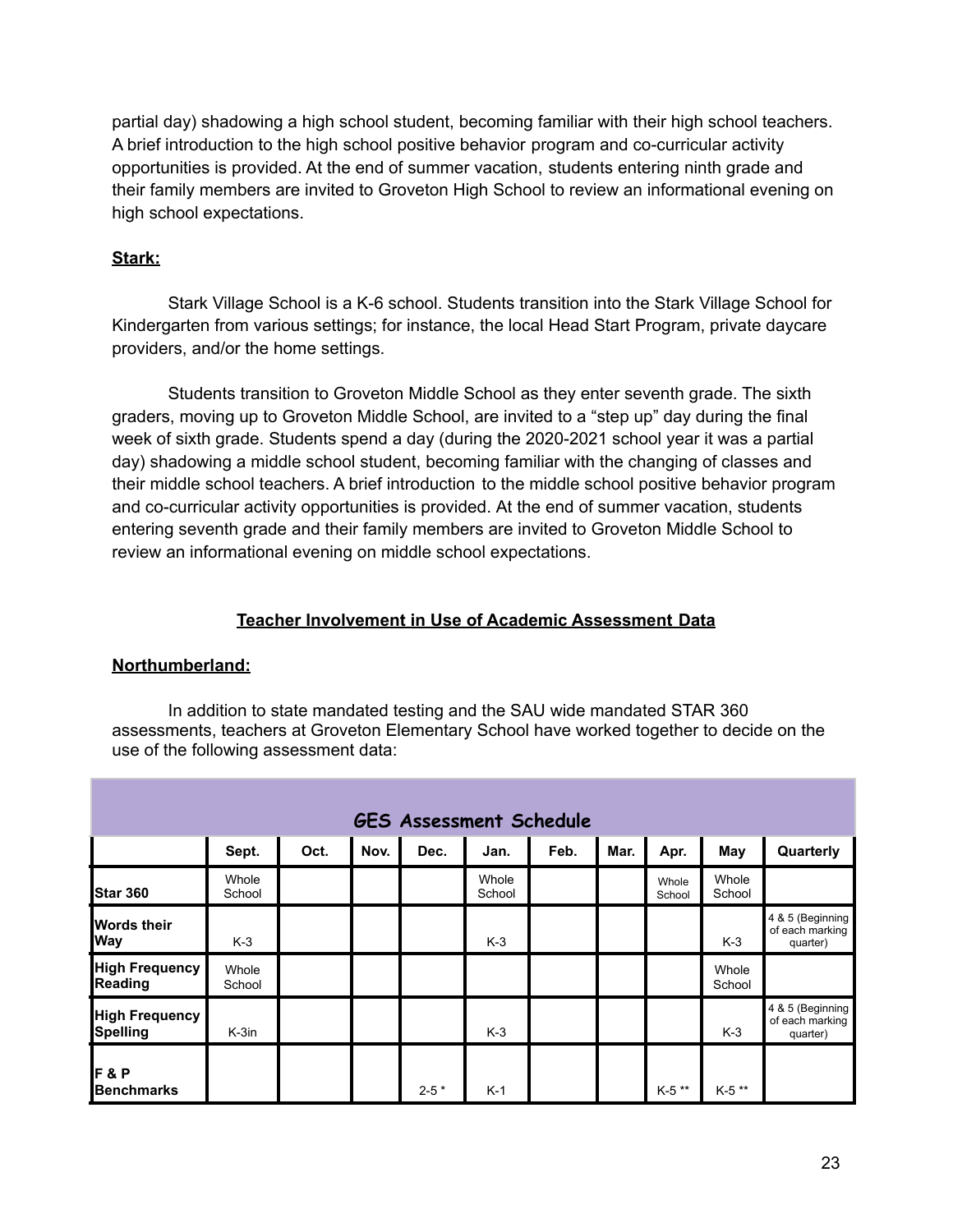partial day) shadowing a high school student, becoming familiar with their high school teachers. A brief introduction to the high school positive behavior program and co-curricular activity opportunities is provided. At the end of summer vacation, students entering ninth grade and their family members are invited to Groveton High School to review an informational evening on high school expectations.

**Stark:**

Stark Village School is a K-6 school. Students transition into the Stark Village School for Kindergarten from various settings; for instance, the local Head Start Program, private daycare providers, and/or the home settings.

Students transition to Groveton Middle School as they enter seventh grade. The sixth graders, moving up to Groveton Middle School, are invited to a "step up" day during the final week of sixth grade. Students spend a day (during the 2020-2021 school year it was a partial day) shadowing a middle school student, becoming familiar with the changing of classes and their middle school teachers. A brief introduction to the middle school positive behavior program and co-curricular activity opportunities is provided. At the end of summer vacation, students entering seventh grade and their family members are invited to Groveton Middle School to review an informational evening on middle school expectations.

## Teacher Involvement in Use of Academic Assessment Data

**Northumberland:**

In addition to state mandated testing and the SAU wide mandated STAR 360 assessments, teachers at Groveton Elementary School have worked together to decide on the use of the following assessment data:

**GES Assessment Schedule**

| | Sept. | Oct. | Nov. | Dec. | Jan. | Feb. | Mar. | Apr. | May | Quarterly |
|---|---|---|---|---|---|---|---|---|---|---|
| **Star 360** | Whole School | | | | Whole School | | | Whole School | Whole School | |
| **Words their Way** | K-3 | | | | K-3 | | | | K-3 | 4 & 5 (Beginning of each marking quarter) |
| **High Frequency Reading** | Whole School | | | | | | | | Whole School | |
| **High Frequency Spelling** | K-3in | | | | K-3 | | | | K-3 | 4 & 5 (Beginning of each marking quarter) |
| **F & P Benchmarks** | | | | 2-5 * | K-1 | | | K-5 ** | K-5 ** | |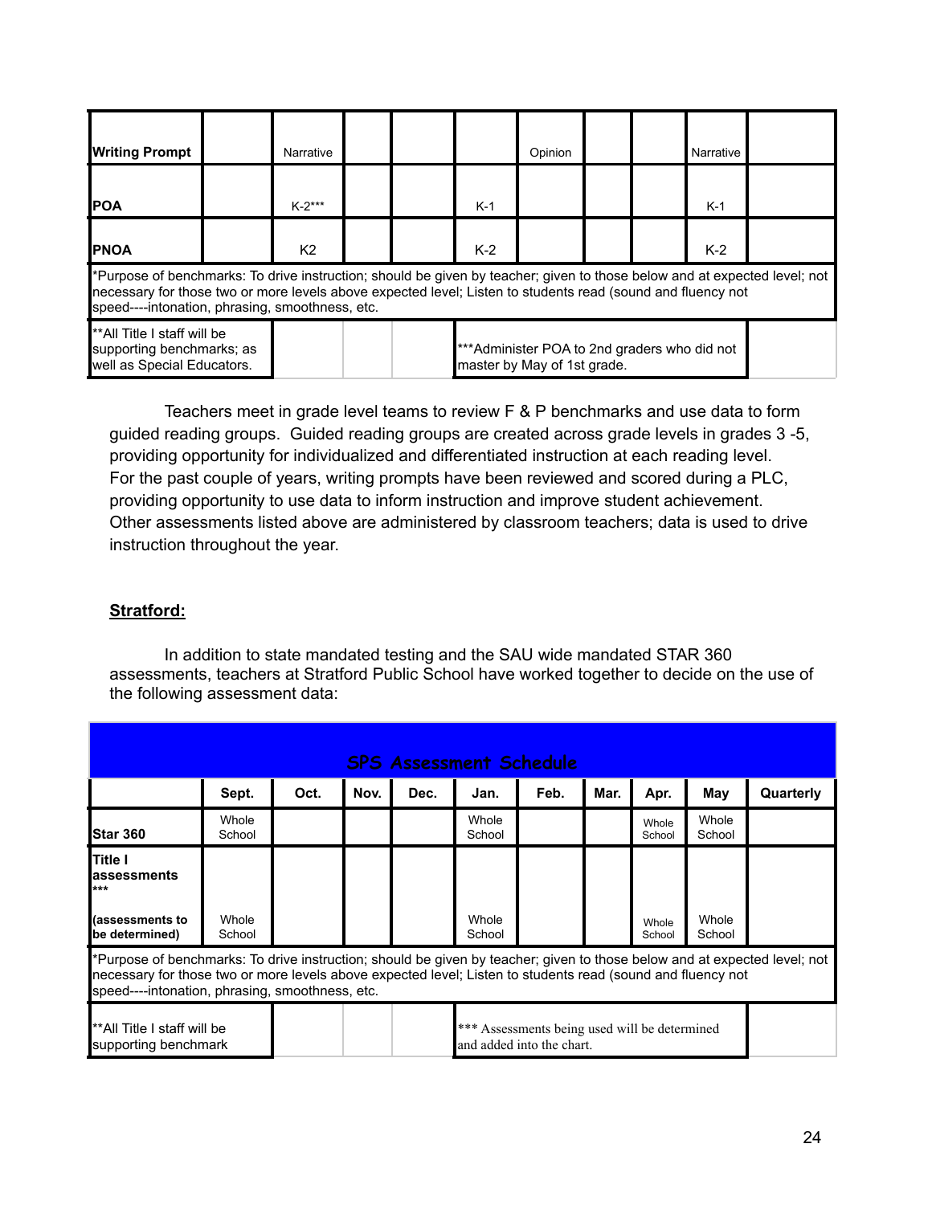| Writing Prompt | | Narrative | | | | Opinion | | | Narrative | |
|---|---|---|---|---|---|---|---|---|---|---|
| POA | | K-2*** | | | K-1 | | | | K-1 | |
| PNOA | | K2 | | | K-2 | | | | K-2 | |
| *Purpose of benchmarks: To drive instruction; should be given by teacher; given to those below and at expected level; not necessary for those two or more levels above expected level; Listen to students read (sound and fluency not speed----intonation, phrasing, smoothness, etc. | | | | | | | | | | |
| **All Title I staff will be supporting benchmarks; as well as Special Educators. | | | | | ***Administer POA to 2nd graders who did not master by May of 1st grade. | | | | | |

Teachers meet in grade level teams to review F & P benchmarks and use data to form guided reading groups. Guided reading groups are created across grade levels in grades 3 -5, providing opportunity for individualized and differentiated instruction at each reading level. For the past couple of years, writing prompts have been reviewed and scored during a PLC, providing opportunity to use data to inform instruction and improve student achievement. Other assessments listed above are administered by classroom teachers; data is used to drive instruction throughout the year.

**Stratford:**

In addition to state mandated testing and the SAU wide mandated STAR 360 assessments, teachers at Stratford Public School have worked together to decide on the use of the following assessment data:

| SPS Assessment Schedule | | | | | | | | | | |
|---|---|---|---|---|---|---|---|---|---|---|
| | **Sept.** | **Oct.** | **Nov.** | **Dec.** | **Jan.** | **Feb.** | **Mar.** | **Apr.** | **May** | **Quarterly** |
| **Star 360** | Whole School | | | | Whole School | | | Whole School | Whole School | |
| **Title I assessments \*\*\* (assessments to be determined)** | Whole School | | | | Whole School | | | Whole School | Whole School | |
| *Purpose of benchmarks: To drive instruction; should be given by teacher; given to those below and at expected level; not necessary for those two or more levels above expected level; Listen to students read (sound and fluency not speed----intonation, phrasing, smoothness, etc. | | | | | | | | | | |
| **All Title I staff will be supporting benchmark | | | | | *** Assessments being used will be determined and added into the chart. | | | | | |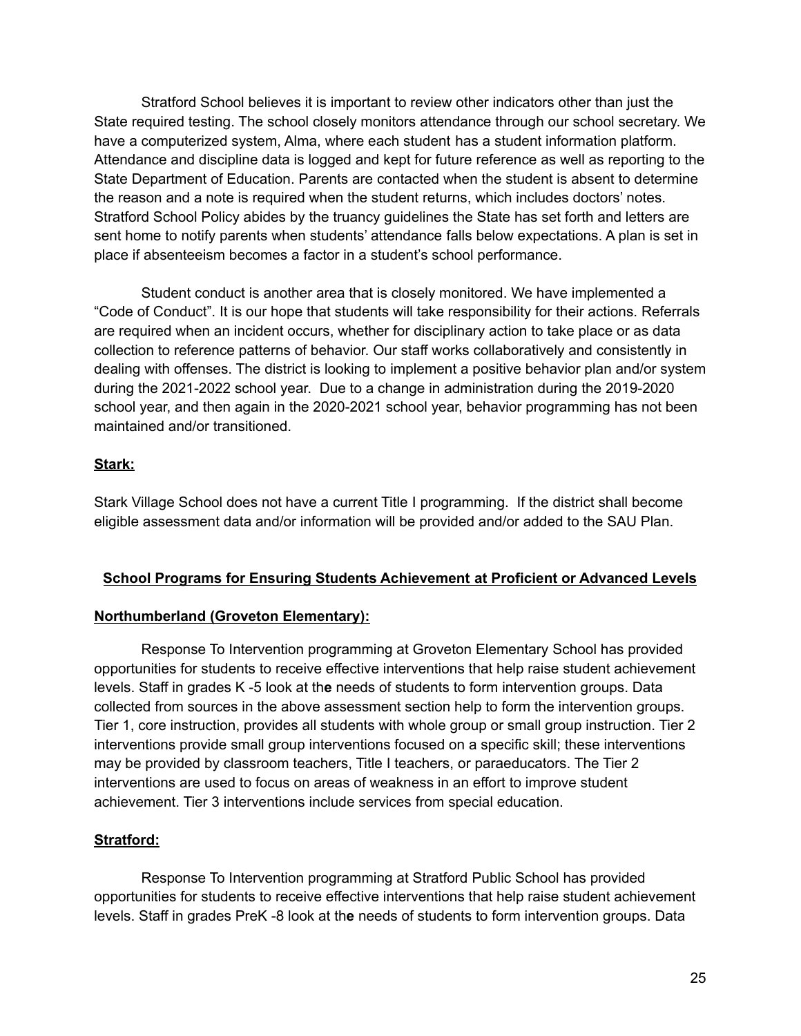Stratford School believes it is important to review other indicators other than just the State required testing. The school closely monitors attendance through our school secretary. We have a computerized system, Alma, where each student has a student information platform. Attendance and discipline data is logged and kept for future reference as well as reporting to the State Department of Education. Parents are contacted when the student is absent to determine the reason and a note is required when the student returns, which includes doctors' notes. Stratford School Policy abides by the truancy guidelines the State has set forth and letters are sent home to notify parents when students' attendance falls below expectations. A plan is set in place if absenteeism becomes a factor in a student's school performance.

Student conduct is another area that is closely monitored. We have implemented a "Code of Conduct". It is our hope that students will take responsibility for their actions. Referrals are required when an incident occurs, whether for disciplinary action to take place or as data collection to reference patterns of behavior. Our staff works collaboratively and consistently in dealing with offenses. The district is looking to implement a positive behavior plan and/or system during the 2021-2022 school year. Due to a change in administration during the 2019-2020 school year, and then again in the 2020-2021 school year, behavior programming has not been maintained and/or transitioned.

**Stark:**

Stark Village School does not have a current Title I programming. If the district shall become eligible assessment data and/or information will be provided and/or added to the SAU Plan.

## School Programs for Ensuring Students Achievement at Proficient or Advanced Levels

**Northumberland (Groveton Elementary):**

Response To Intervention programming at Groveton Elementary School has provided opportunities for students to receive effective interventions that help raise student achievement levels. Staff in grades K -5 look at the needs of students to form intervention groups. Data collected from sources in the above assessment section help to form the intervention groups. Tier 1, core instruction, provides all students with whole group or small group instruction. Tier 2 interventions provide small group interventions focused on a specific skill; these interventions may be provided by classroom teachers, Title I teachers, or paraeducators. The Tier 2 interventions are used to focus on areas of weakness in an effort to improve student achievement. Tier 3 interventions include services from special education.

**Stratford:**

Response To Intervention programming at Stratford Public School has provided opportunities for students to receive effective interventions that help raise student achievement levels. Staff in grades PreK -8 look at the needs of students to form intervention groups. Data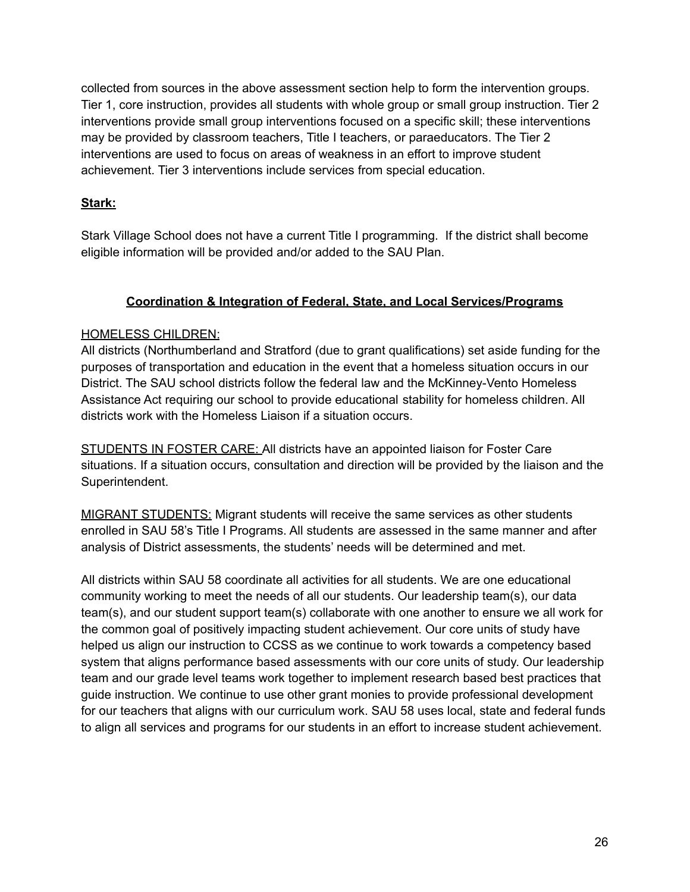collected from sources in the above assessment section help to form the intervention groups. Tier 1, core instruction, provides all students with whole group or small group instruction. Tier 2 interventions provide small group interventions focused on a specific skill; these interventions may be provided by classroom teachers, Title I teachers, or paraeducators. The Tier 2 interventions are used to focus on areas of weakness in an effort to improve student achievement. Tier 3 interventions include services from special education.

**Stark:**

Stark Village School does not have a current Title I programming. If the district shall become eligible information will be provided and/or added to the SAU Plan.

## Coordination & Integration of Federal, State, and Local Services/Programs

HOMELESS CHILDREN:
All districts (Northumberland and Stratford (due to grant qualifications) set aside funding for the purposes of transportation and education in the event that a homeless situation occurs in our District. The SAU school districts follow the federal law and the McKinney-Vento Homeless Assistance Act requiring our school to provide educational stability for homeless children. All districts work with the Homeless Liaison if a situation occurs.

STUDENTS IN FOSTER CARE: All districts have an appointed liaison for Foster Care situations. If a situation occurs, consultation and direction will be provided by the liaison and the Superintendent.

MIGRANT STUDENTS: Migrant students will receive the same services as other students enrolled in SAU 58's Title I Programs. All students are assessed in the same manner and after analysis of District assessments, the students' needs will be determined and met.

All districts within SAU 58 coordinate all activities for all students. We are one educational community working to meet the needs of all our students. Our leadership team(s), our data team(s), and our student support team(s) collaborate with one another to ensure we all work for the common goal of positively impacting student achievement. Our core units of study have helped us align our instruction to CCSS as we continue to work towards a competency based system that aligns performance based assessments with our core units of study. Our leadership team and our grade level teams work together to implement research based best practices that guide instruction. We continue to use other grant monies to provide professional development for our teachers that aligns with our curriculum work. SAU 58 uses local, state and federal funds to align all services and programs for our students in an effort to increase student achievement.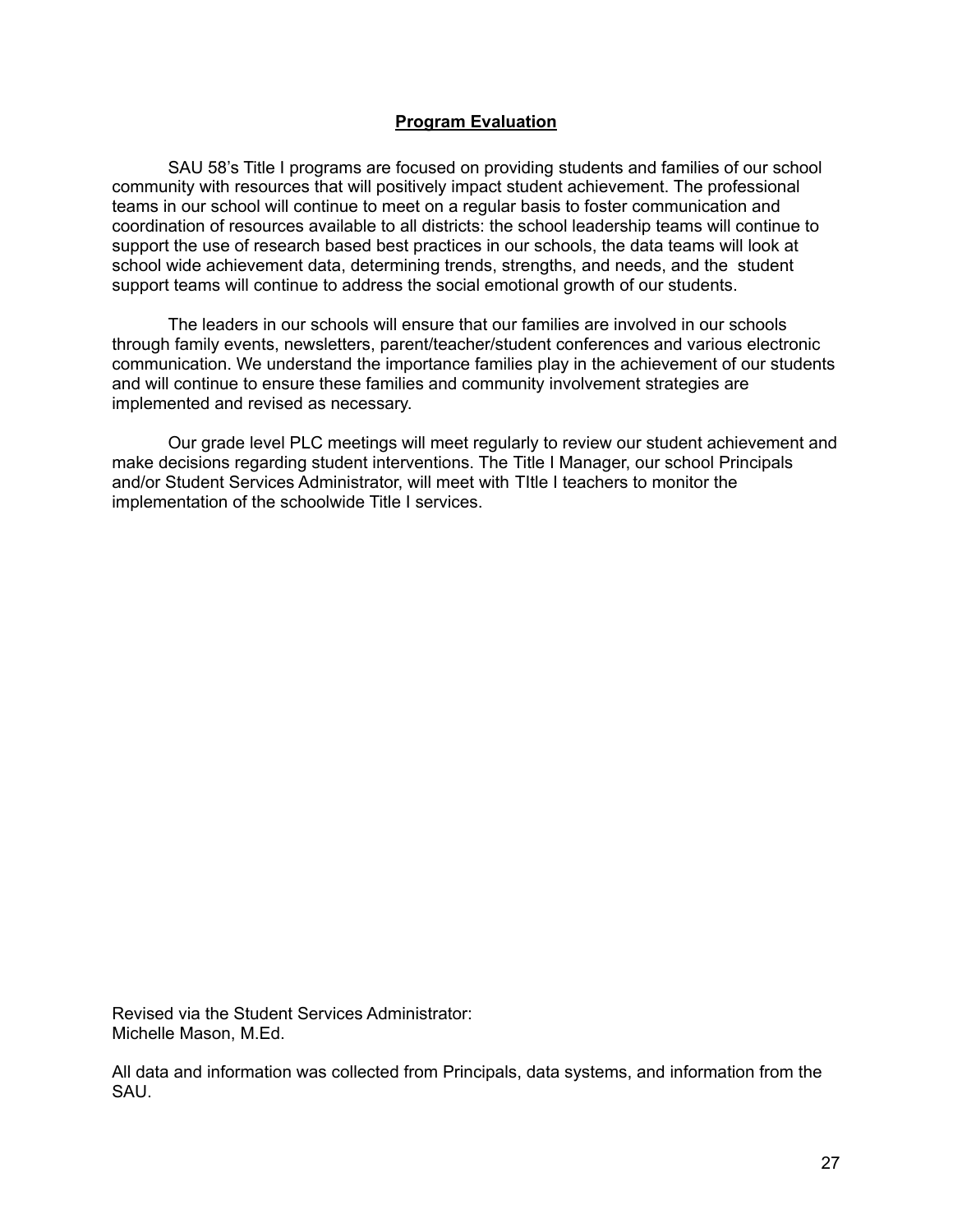## **Program Evaluation**

SAU 58's Title I programs are focused on providing students and families of our school community with resources that will positively impact student achievement. The professional teams in our school will continue to meet on a regular basis to foster communication and coordination of resources available to all districts: the school leadership teams will continue to support the use of research based best practices in our schools, the data teams will look at school wide achievement data, determining trends, strengths, and needs, and the student support teams will continue to address the social emotional growth of our students.

The leaders in our schools will ensure that our families are involved in our schools through family events, newsletters, parent/teacher/student conferences and various electronic communication. We understand the importance families play in the achievement of our students and will continue to ensure these families and community involvement strategies are implemented and revised as necessary.

Our grade level PLC meetings will meet regularly to review our student achievement and make decisions regarding student interventions. The Title I Manager, our school Principals and/or Student Services Administrator, will meet with TItle I teachers to monitor the implementation of the schoolwide Title I services.

Revised via the Student Services Administrator:
Michelle Mason, M.Ed.

All data and information was collected from Principals, data systems, and information from the SAU.